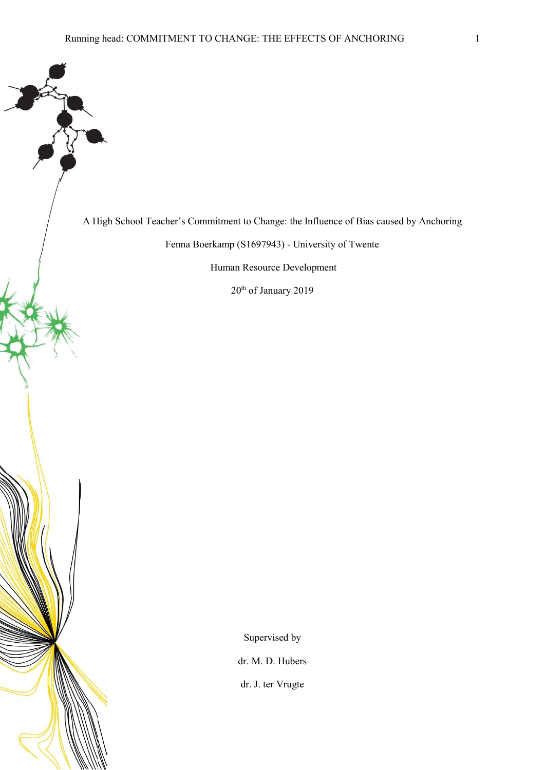# A High School Teacher's Commitment to Change: the Influence of Bias caused by Anchoring

Fenna Boerkamp (S1697943) - University of Twente

Human Resource Development

20th of January 2019

Supervised by

dr. M. D. Hubers

dr. J. ter Vrugte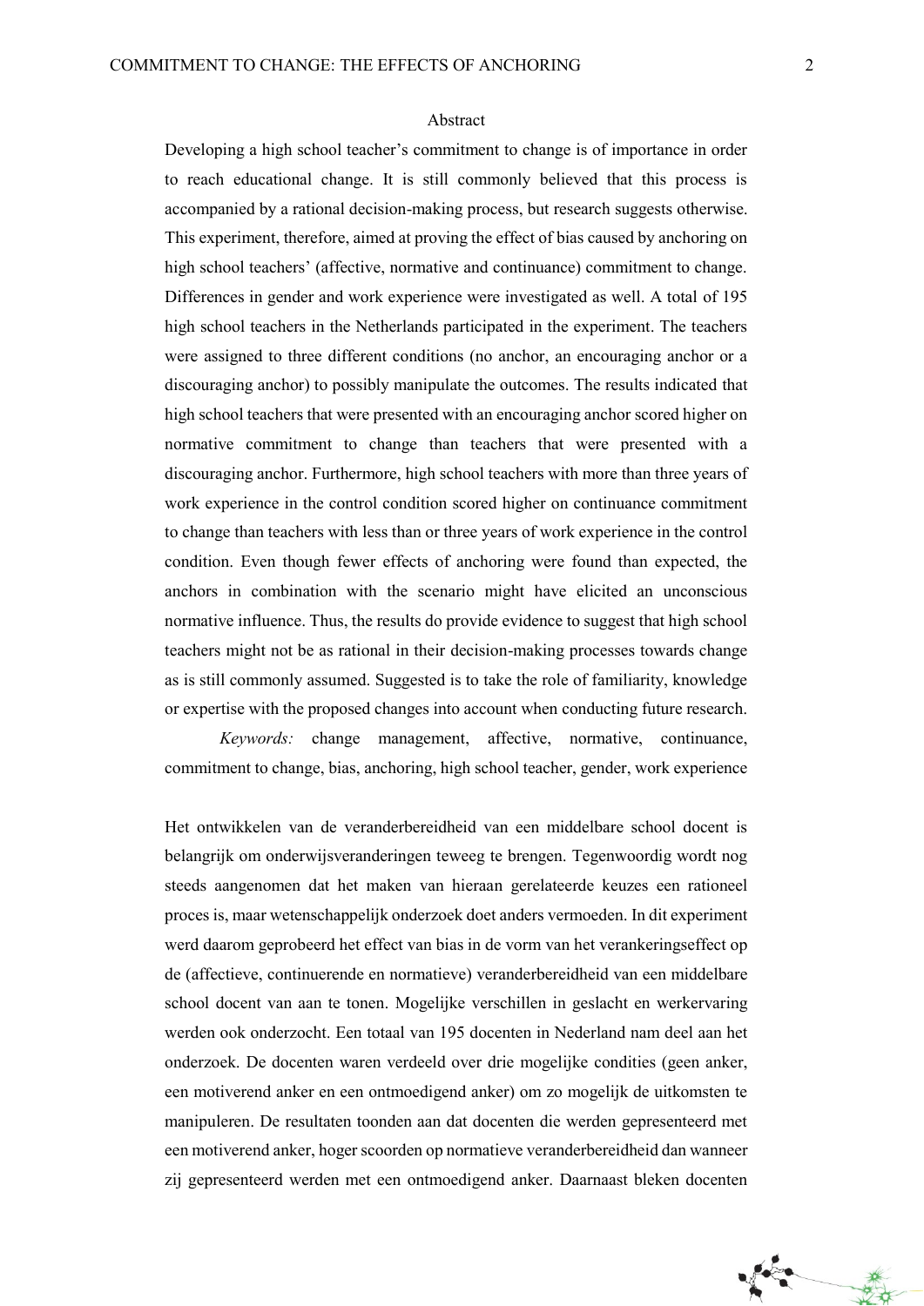## Abstract

Developing a high school teacher's commitment to change is of importance in order to reach educational change. It is still commonly believed that this process is accompanied by a rational decision-making process, but research suggests otherwise. This experiment, therefore, aimed at proving the effect of bias caused by anchoring on high school teachers' (affective, normative and continuance) commitment to change. Differences in gender and work experience were investigated as well. A total of 195 high school teachers in the Netherlands participated in the experiment. The teachers were assigned to three different conditions (no anchor, an encouraging anchor or a discouraging anchor) to possibly manipulate the outcomes. The results indicated that high school teachers that were presented with an encouraging anchor scored higher on normative commitment to change than teachers that were presented with a discouraging anchor. Furthermore, high school teachers with more than three years of work experience in the control condition scored higher on continuance commitment to change than teachers with less than or three years of work experience in the control condition. Even though fewer effects of anchoring were found than expected, the anchors in combination with the scenario might have elicited an unconscious normative influence. Thus, the results do provide evidence to suggest that high school teachers might not be as rational in their decision-making processes towards change as is still commonly assumed. Suggested is to take the role of familiarity, knowledge or expertise with the proposed changes into account when conducting future research.

*Keywords:* change management, affective, normative, continuance, commitment to change, bias, anchoring, high school teacher, gender, work experience

Het ontwikkelen van de veranderbereidheid van een middelbare school docent is belangrijk om onderwijsveranderingen teweeg te brengen. Tegenwoordig wordt nog steeds aangenomen dat het maken van hieraan gerelateerde keuzes een rationeel proces is, maar wetenschappelijk onderzoek doet anders vermoeden. In dit experiment werd daarom geprobeerd het effect van bias in de vorm van het verankeringseffect op de (affectieve, continuerende en normatieve) veranderbereidheid van een middelbare school docent van aan te tonen. Mogelijke verschillen in geslacht en werkervaring werden ook onderzocht. Een totaal van 195 docenten in Nederland nam deel aan het onderzoek. De docenten waren verdeeld over drie mogelijke condities (geen anker, een motiverend anker en een ontmoedigend anker) om zo mogelijk de uitkomsten te manipuleren. De resultaten toonden aan dat docenten die werden gepresenteerd met een motiverend anker, hoger scoorden op normatieve veranderbereidheid dan wanneer zij gepresenteerd werden met een ontmoedigend anker. Daarnaast bleken docenten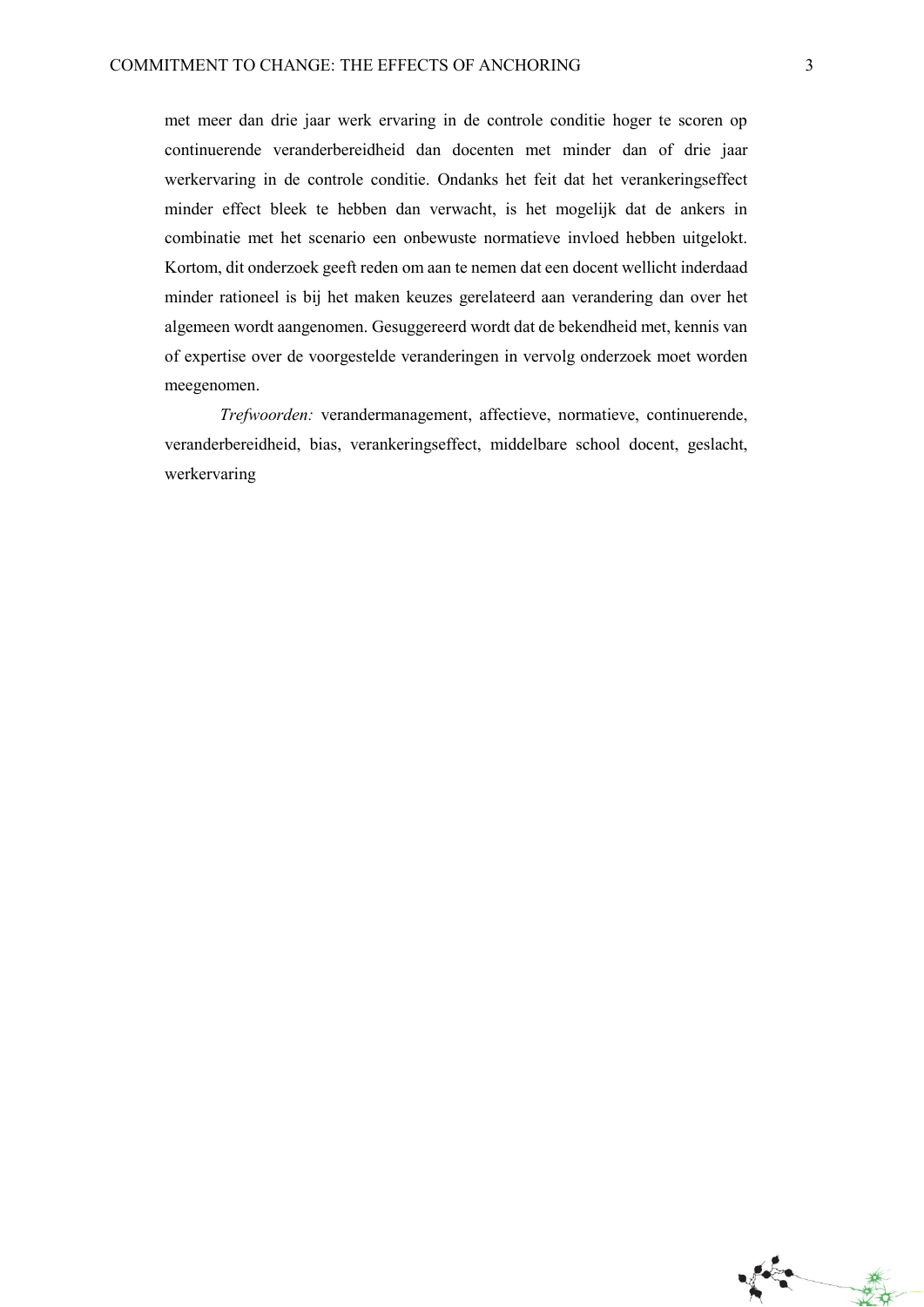met meer dan drie jaar werk ervaring in de controle conditie hoger te scoren op continuerende veranderbereidheid dan docenten met minder dan of drie jaar werkervaring in de controle conditie. Ondanks het feit dat het verankeringseffect minder effect bleek te hebben dan verwacht, is het mogelijk dat de ankers in combinatie met het scenario een onbewuste normatieve invloed hebben uitgelokt. Kortom, dit onderzoek geeft reden om aan te nemen dat een docent wellicht inderdaad minder rationeel is bij het maken keuzes gerelateerd aan verandering dan over het algemeen wordt aangenomen. Gesuggereerd wordt dat de bekendheid met, kennis van of expertise over de voorgestelde veranderingen in vervolg onderzoek moet worden meegenomen.

*Trefwoorden:* verandermanagement, affectieve, normatieve, continuerende, veranderbereidheid, bias, verankeringseffect, middelbare school docent, geslacht, werkervaring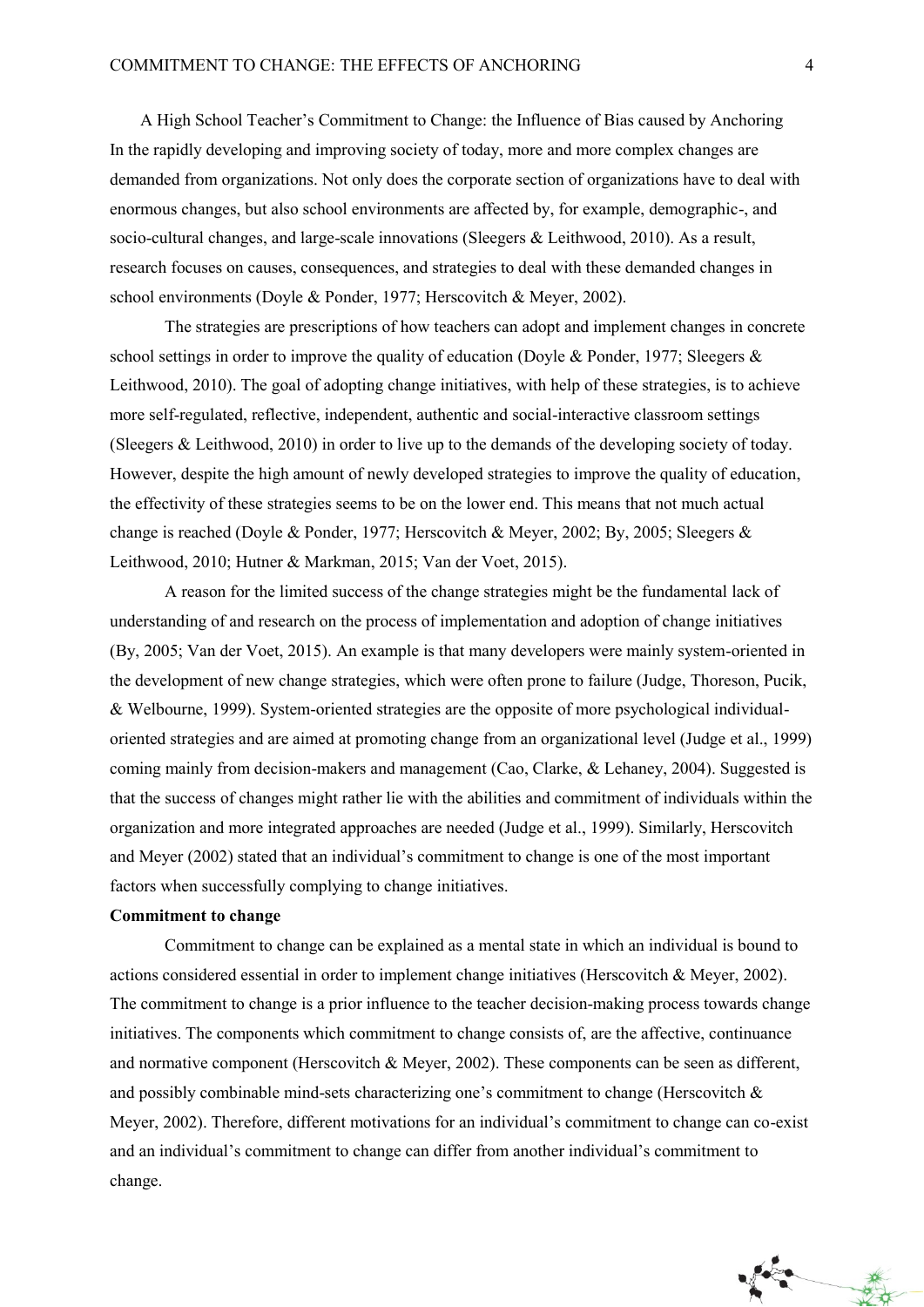A High School Teacher's Commitment to Change: the Influence of Bias caused by Anchoring

In the rapidly developing and improving society of today, more and more complex changes are demanded from organizations. Not only does the corporate section of organizations have to deal with enormous changes, but also school environments are affected by, for example, demographic-, and socio-cultural changes, and large-scale innovations (Sleegers & Leithwood, 2010). As a result, research focuses on causes, consequences, and strategies to deal with these demanded changes in school environments (Doyle & Ponder, 1977; Herscovitch & Meyer, 2002).

The strategies are prescriptions of how teachers can adopt and implement changes in concrete school settings in order to improve the quality of education (Doyle & Ponder, 1977; Sleegers & Leithwood, 2010). The goal of adopting change initiatives, with help of these strategies, is to achieve more self-regulated, reflective, independent, authentic and social-interactive classroom settings (Sleegers & Leithwood, 2010) in order to live up to the demands of the developing society of today. However, despite the high amount of newly developed strategies to improve the quality of education, the effectivity of these strategies seems to be on the lower end. This means that not much actual change is reached (Doyle & Ponder, 1977; Herscovitch & Meyer, 2002; By, 2005; Sleegers & Leithwood, 2010; Hutner & Markman, 2015; Van der Voet, 2015).

A reason for the limited success of the change strategies might be the fundamental lack of understanding of and research on the process of implementation and adoption of change initiatives (By, 2005; Van der Voet, 2015). An example is that many developers were mainly system-oriented in the development of new change strategies, which were often prone to failure (Judge, Thoreson, Pucik, & Welbourne, 1999). System-oriented strategies are the opposite of more psychological individual-oriented strategies and are aimed at promoting change from an organizational level (Judge et al., 1999) coming mainly from decision-makers and management (Cao, Clarke, & Lehaney, 2004). Suggested is that the success of changes might rather lie with the abilities and commitment of individuals within the organization and more integrated approaches are needed (Judge et al., 1999). Similarly, Herscovitch and Meyer (2002) stated that an individual's commitment to change is one of the most important factors when successfully complying to change initiatives.

**Commitment to change**

Commitment to change can be explained as a mental state in which an individual is bound to actions considered essential in order to implement change initiatives (Herscovitch & Meyer, 2002). The commitment to change is a prior influence to the teacher decision-making process towards change initiatives. The components which commitment to change consists of, are the affective, continuance and normative component (Herscovitch & Meyer, 2002). These components can be seen as different, and possibly combinable mind-sets characterizing one's commitment to change (Herscovitch & Meyer, 2002). Therefore, different motivations for an individual's commitment to change can co-exist and an individual's commitment to change can differ from another individual's commitment to change.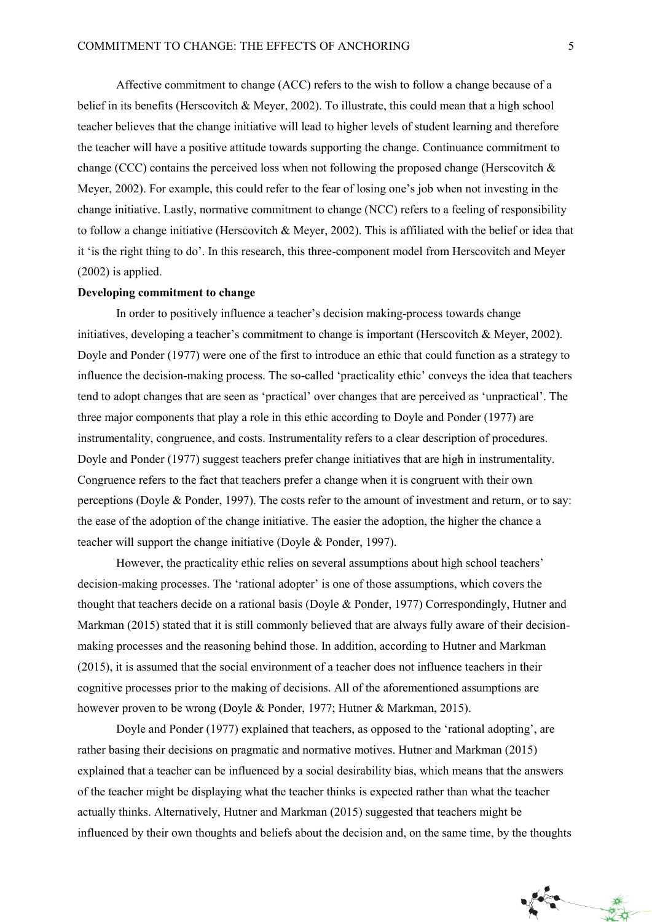Affective commitment to change (ACC) refers to the wish to follow a change because of a belief in its benefits (Herscovitch & Meyer, 2002). To illustrate, this could mean that a high school teacher believes that the change initiative will lead to higher levels of student learning and therefore the teacher will have a positive attitude towards supporting the change. Continuance commitment to change (CCC) contains the perceived loss when not following the proposed change (Herscovitch & Meyer, 2002). For example, this could refer to the fear of losing one's job when not investing in the change initiative. Lastly, normative commitment to change (NCC) refers to a feeling of responsibility to follow a change initiative (Herscovitch & Meyer, 2002). This is affiliated with the belief or idea that it 'is the right thing to do'. In this research, this three-component model from Herscovitch and Meyer (2002) is applied.

**Developing commitment to change**

In order to positively influence a teacher's decision making-process towards change initiatives, developing a teacher's commitment to change is important (Herscovitch & Meyer, 2002). Doyle and Ponder (1977) were one of the first to introduce an ethic that could function as a strategy to influence the decision-making process. The so-called 'practicality ethic' conveys the idea that teachers tend to adopt changes that are seen as 'practical' over changes that are perceived as 'unpractical'. The three major components that play a role in this ethic according to Doyle and Ponder (1977) are instrumentality, congruence, and costs. Instrumentality refers to a clear description of procedures. Doyle and Ponder (1977) suggest teachers prefer change initiatives that are high in instrumentality. Congruence refers to the fact that teachers prefer a change when it is congruent with their own perceptions (Doyle & Ponder, 1997). The costs refer to the amount of investment and return, or to say: the ease of the adoption of the change initiative. The easier the adoption, the higher the chance a teacher will support the change initiative (Doyle & Ponder, 1997).

However, the practicality ethic relies on several assumptions about high school teachers' decision-making processes. The 'rational adopter' is one of those assumptions, which covers the thought that teachers decide on a rational basis (Doyle & Ponder, 1977) Correspondingly, Hutner and Markman (2015) stated that it is still commonly believed that are always fully aware of their decision-making processes and the reasoning behind those. In addition, according to Hutner and Markman (2015), it is assumed that the social environment of a teacher does not influence teachers in their cognitive processes prior to the making of decisions. All of the aforementioned assumptions are however proven to be wrong (Doyle & Ponder, 1977; Hutner & Markman, 2015).

Doyle and Ponder (1977) explained that teachers, as opposed to the 'rational adopting', are rather basing their decisions on pragmatic and normative motives. Hutner and Markman (2015) explained that a teacher can be influenced by a social desirability bias, which means that the answers of the teacher might be displaying what the teacher thinks is expected rather than what the teacher actually thinks. Alternatively, Hutner and Markman (2015) suggested that teachers might be influenced by their own thoughts and beliefs about the decision and, on the same time, by the thoughts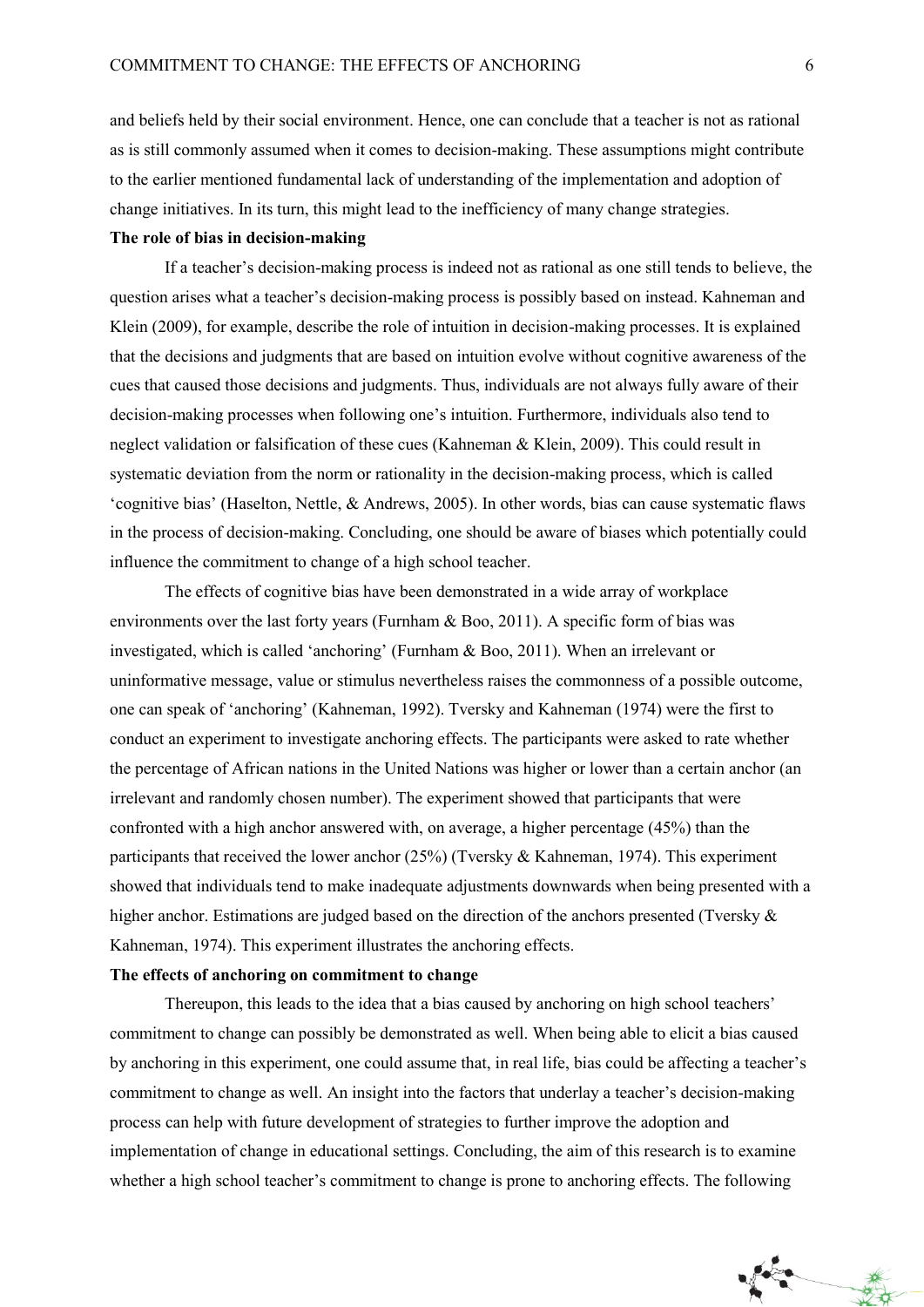and beliefs held by their social environment. Hence, one can conclude that a teacher is not as rational as is still commonly assumed when it comes to decision-making. These assumptions might contribute to the earlier mentioned fundamental lack of understanding of the implementation and adoption of change initiatives. In its turn, this might lead to the inefficiency of many change strategies.

**The role of bias in decision-making**

If a teacher's decision-making process is indeed not as rational as one still tends to believe, the question arises what a teacher's decision-making process is possibly based on instead. Kahneman and Klein (2009), for example, describe the role of intuition in decision-making processes. It is explained that the decisions and judgments that are based on intuition evolve without cognitive awareness of the cues that caused those decisions and judgments. Thus, individuals are not always fully aware of their decision-making processes when following one's intuition. Furthermore, individuals also tend to neglect validation or falsification of these cues (Kahneman & Klein, 2009). This could result in systematic deviation from the norm or rationality in the decision-making process, which is called 'cognitive bias' (Haselton, Nettle, & Andrews, 2005). In other words, bias can cause systematic flaws in the process of decision-making. Concluding, one should be aware of biases which potentially could influence the commitment to change of a high school teacher.

The effects of cognitive bias have been demonstrated in a wide array of workplace environments over the last forty years (Furnham & Boo, 2011). A specific form of bias was investigated, which is called 'anchoring' (Furnham & Boo, 2011). When an irrelevant or uninformative message, value or stimulus nevertheless raises the commonness of a possible outcome, one can speak of 'anchoring' (Kahneman, 1992). Tversky and Kahneman (1974) were the first to conduct an experiment to investigate anchoring effects. The participants were asked to rate whether the percentage of African nations in the United Nations was higher or lower than a certain anchor (an irrelevant and randomly chosen number). The experiment showed that participants that were confronted with a high anchor answered with, on average, a higher percentage (45%) than the participants that received the lower anchor (25%) (Tversky & Kahneman, 1974). This experiment showed that individuals tend to make inadequate adjustments downwards when being presented with a higher anchor. Estimations are judged based on the direction of the anchors presented (Tversky & Kahneman, 1974). This experiment illustrates the anchoring effects.

**The effects of anchoring on commitment to change**

Thereupon, this leads to the idea that a bias caused by anchoring on high school teachers' commitment to change can possibly be demonstrated as well. When being able to elicit a bias caused by anchoring in this experiment, one could assume that, in real life, bias could be affecting a teacher's commitment to change as well. An insight into the factors that underlay a teacher's decision-making process can help with future development of strategies to further improve the adoption and implementation of change in educational settings. Concluding, the aim of this research is to examine whether a high school teacher's commitment to change is prone to anchoring effects. The following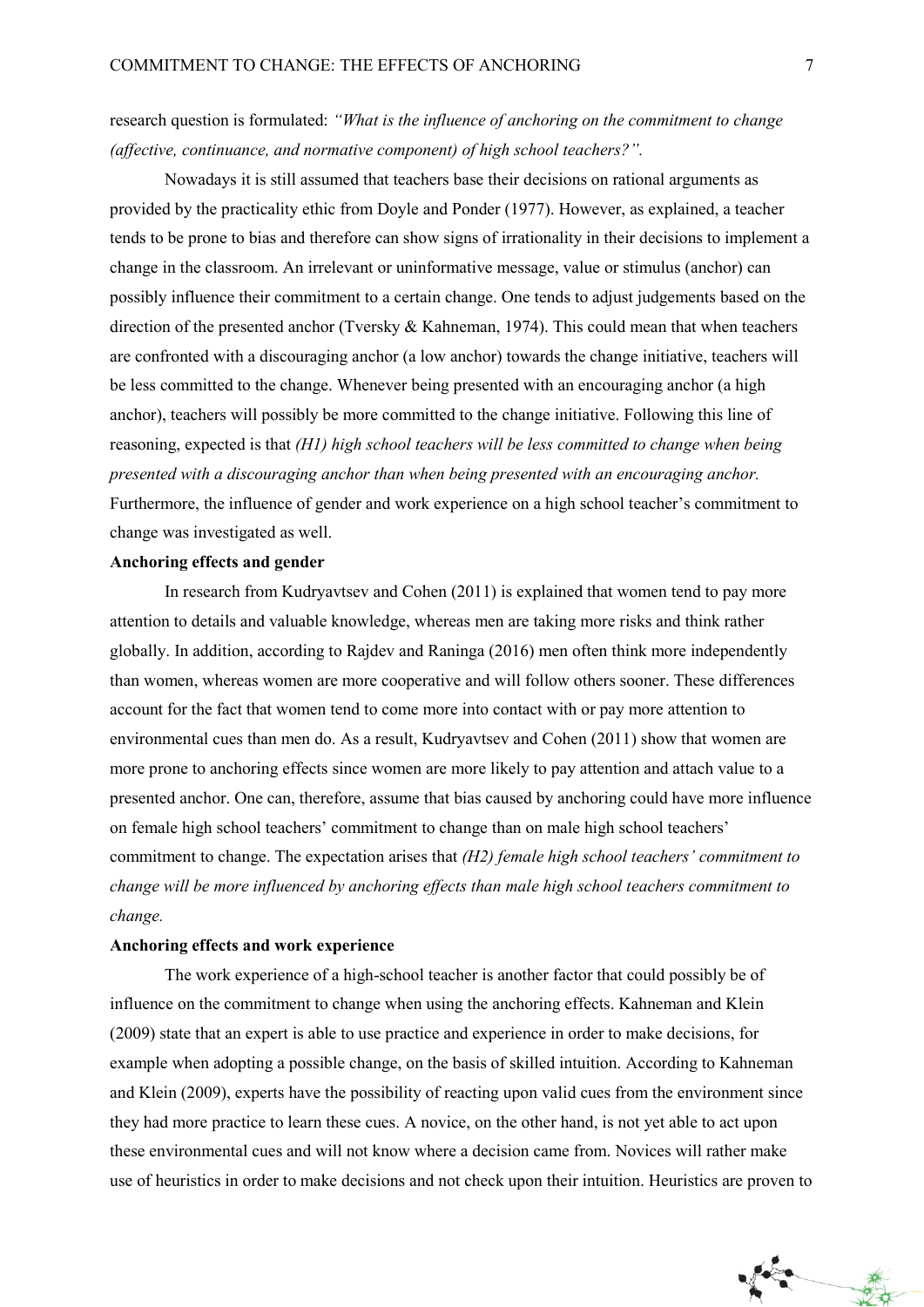research question is formulated: *"What is the influence of anchoring on the commitment to change (affective, continuance, and normative component) of high school teachers?".*

Nowadays it is still assumed that teachers base their decisions on rational arguments as provided by the practicality ethic from Doyle and Ponder (1977). However, as explained, a teacher tends to be prone to bias and therefore can show signs of irrationality in their decisions to implement a change in the classroom. An irrelevant or uninformative message, value or stimulus (anchor) can possibly influence their commitment to a certain change. One tends to adjust judgements based on the direction of the presented anchor (Tversky & Kahneman, 1974). This could mean that when teachers are confronted with a discouraging anchor (a low anchor) towards the change initiative, teachers will be less committed to the change. Whenever being presented with an encouraging anchor (a high anchor), teachers will possibly be more committed to the change initiative. Following this line of reasoning, expected is that *(H1) high school teachers will be less committed to change when being presented with a discouraging anchor than when being presented with an encouraging anchor.* Furthermore, the influence of gender and work experience on a high school teacher's commitment to change was investigated as well.

**Anchoring effects and gender**

In research from Kudryavtsev and Cohen (2011) is explained that women tend to pay more attention to details and valuable knowledge, whereas men are taking more risks and think rather globally. In addition, according to Rajdev and Raninga (2016) men often think more independently than women, whereas women are more cooperative and will follow others sooner. These differences account for the fact that women tend to come more into contact with or pay more attention to environmental cues than men do. As a result, Kudryavtsev and Cohen (2011) show that women are more prone to anchoring effects since women are more likely to pay attention and attach value to a presented anchor. One can, therefore, assume that bias caused by anchoring could have more influence on female high school teachers' commitment to change than on male high school teachers' commitment to change. The expectation arises that *(H2) female high school teachers' commitment to change will be more influenced by anchoring effects than male high school teachers commitment to change.*

**Anchoring effects and work experience**

The work experience of a high-school teacher is another factor that could possibly be of influence on the commitment to change when using the anchoring effects. Kahneman and Klein (2009) state that an expert is able to use practice and experience in order to make decisions, for example when adopting a possible change, on the basis of skilled intuition. According to Kahneman and Klein (2009), experts have the possibility of reacting upon valid cues from the environment since they had more practice to learn these cues. A novice, on the other hand, is not yet able to act upon these environmental cues and will not know where a decision came from. Novices will rather make use of heuristics in order to make decisions and not check upon their intuition. Heuristics are proven to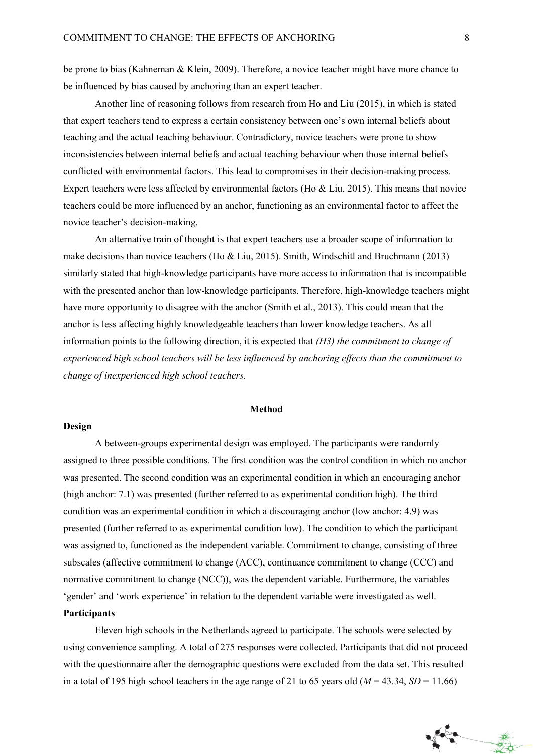be prone to bias (Kahneman & Klein, 2009). Therefore, a novice teacher might have more chance to be influenced by bias caused by anchoring than an expert teacher.

Another line of reasoning follows from research from Ho and Liu (2015), in which is stated that expert teachers tend to express a certain consistency between one's own internal beliefs about teaching and the actual teaching behaviour. Contradictory, novice teachers were prone to show inconsistencies between internal beliefs and actual teaching behaviour when those internal beliefs conflicted with environmental factors. This lead to compromises in their decision-making process. Expert teachers were less affected by environmental factors (Ho & Liu, 2015). This means that novice teachers could be more influenced by an anchor, functioning as an environmental factor to affect the novice teacher's decision-making.

An alternative train of thought is that expert teachers use a broader scope of information to make decisions than novice teachers (Ho & Liu, 2015). Smith, Windschitl and Bruchmann (2013) similarly stated that high-knowledge participants have more access to information that is incompatible with the presented anchor than low-knowledge participants. Therefore, high-knowledge teachers might have more opportunity to disagree with the anchor (Smith et al., 2013). This could mean that the anchor is less affecting highly knowledgeable teachers than lower knowledge teachers. As all information points to the following direction, it is expected that *(H3) the commitment to change of experienced high school teachers will be less influenced by anchoring effects than the commitment to change of inexperienced high school teachers.*

## Method

### Design

A between-groups experimental design was employed. The participants were randomly assigned to three possible conditions. The first condition was the control condition in which no anchor was presented. The second condition was an experimental condition in which an encouraging anchor (high anchor: 7.1) was presented (further referred to as experimental condition high). The third condition was an experimental condition in which a discouraging anchor (low anchor: 4.9) was presented (further referred to as experimental condition low). The condition to which the participant was assigned to, functioned as the independent variable. Commitment to change, consisting of three subscales (affective commitment to change (ACC), continuance commitment to change (CCC) and normative commitment to change (NCC)), was the dependent variable. Furthermore, the variables 'gender' and 'work experience' in relation to the dependent variable were investigated as well.

### Participants

Eleven high schools in the Netherlands agreed to participate. The schools were selected by using convenience sampling. A total of 275 responses were collected. Participants that did not proceed with the questionnaire after the demographic questions were excluded from the data set. This resulted in a total of 195 high school teachers in the age range of 21 to 65 years old ($M$ = 43.34, $SD$ = 11.66)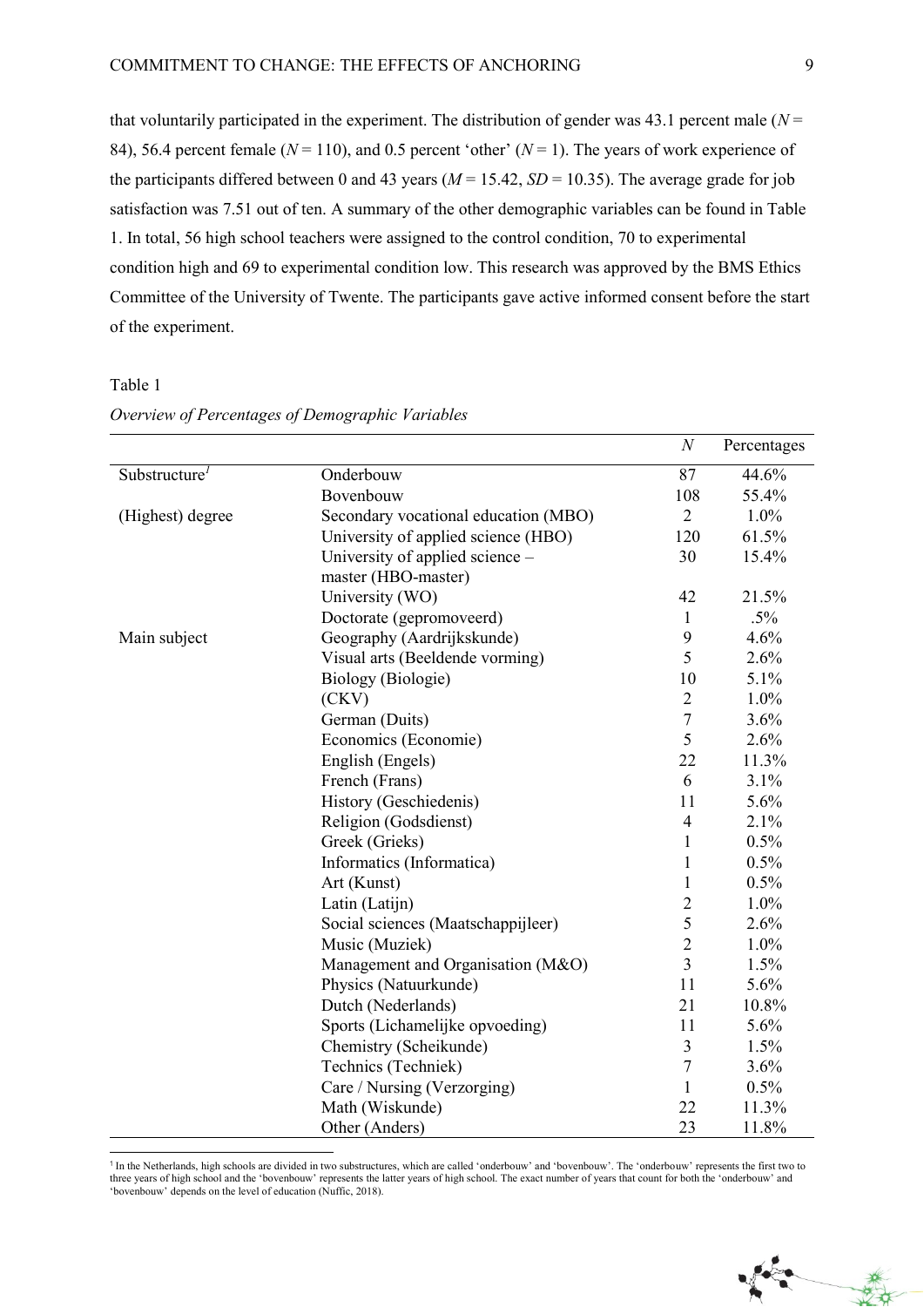that voluntarily participated in the experiment. The distribution of gender was 43.1 percent male ($N$ = 84), 56.4 percent female ($N$ = 110), and 0.5 percent 'other' ($N$ = 1). The years of work experience of the participants differed between 0 and 43 years ($M$ = 15.42, $SD$ = 10.35). The average grade for job satisfaction was 7.51 out of ten. A summary of the other demographic variables can be found in Table 1. In total, 56 high school teachers were assigned to the control condition, 70 to experimental condition high and 69 to experimental condition low. This research was approved by the BMS Ethics Committee of the University of Twente. The participants gave active informed consent before the start of the experiment.

Table 1

*Overview of Percentages of Demographic Variables*

| | | $N$ | Percentages |
|---|---|---|---|
| Substructure[1] | Onderbouw | 87 | 44.6% |
| | Bovenbouw | 108 | 55.4% |
| (Highest) degree | Secondary vocational education (MBO) | 2 | 1.0% |
| | University of applied science (HBO) | 120 | 61.5% |
| | University of applied science – master (HBO-master) | 30 | 15.4% |
| | University (WO) | 42 | 21.5% |
| | Doctorate (gepromoveerd) | 1 | .5% |
| Main subject | Geography (Aardrijkskunde) | 9 | 4.6% |
| | Visual arts (Beeldende vorming) | 5 | 2.6% |
| | Biology (Biologie) | 10 | 5.1% |
| | (CKV) | 2 | 1.0% |
| | German (Duits) | 7 | 3.6% |
| | Economics (Economie) | 5 | 2.6% |
| | English (Engels) | 22 | 11.3% |
| | French (Frans) | 6 | 3.1% |
| | History (Geschiedenis) | 11 | 5.6% |
| | Religion (Godsdienst) | 4 | 2.1% |
| | Greek (Grieks) | 1 | 0.5% |
| | Informatics (Informatica) | 1 | 0.5% |
| | Art (Kunst) | 1 | 0.5% |
| | Latin (Latijn) | 2 | 1.0% |
| | Social sciences (Maatschappijleer) | 5 | 2.6% |
| | Music (Muziek) | 2 | 1.0% |
| | Management and Organisation (M&O) | 3 | 1.5% |
| | Physics (Natuurkunde) | 11 | 5.6% |
| | Dutch (Nederlands) | 21 | 10.8% |
| | Sports (Lichamelijke opvoeding) | 11 | 5.6% |
| | Chemistry (Scheikunde) | 3 | 1.5% |
| | Technics (Techniek) | 7 | 3.6% |
| | Care / Nursing (Verzorging) | 1 | 0.5% |
| | Math (Wiskunde) | 22 | 11.3% |
| | Other (Anders) | 23 | 11.8% |

[1] In the Netherlands, high schools are divided in two substructures, which are called 'onderbouw' and 'bovenbouw'. The 'onderbouw' represents the first two to three years of high school and the 'bovenbouw' represents the latter years of high school. The exact number of years that count for both the 'onderbouw' and 'bovenbouw' depends on the level of education (Nuffic, 2018).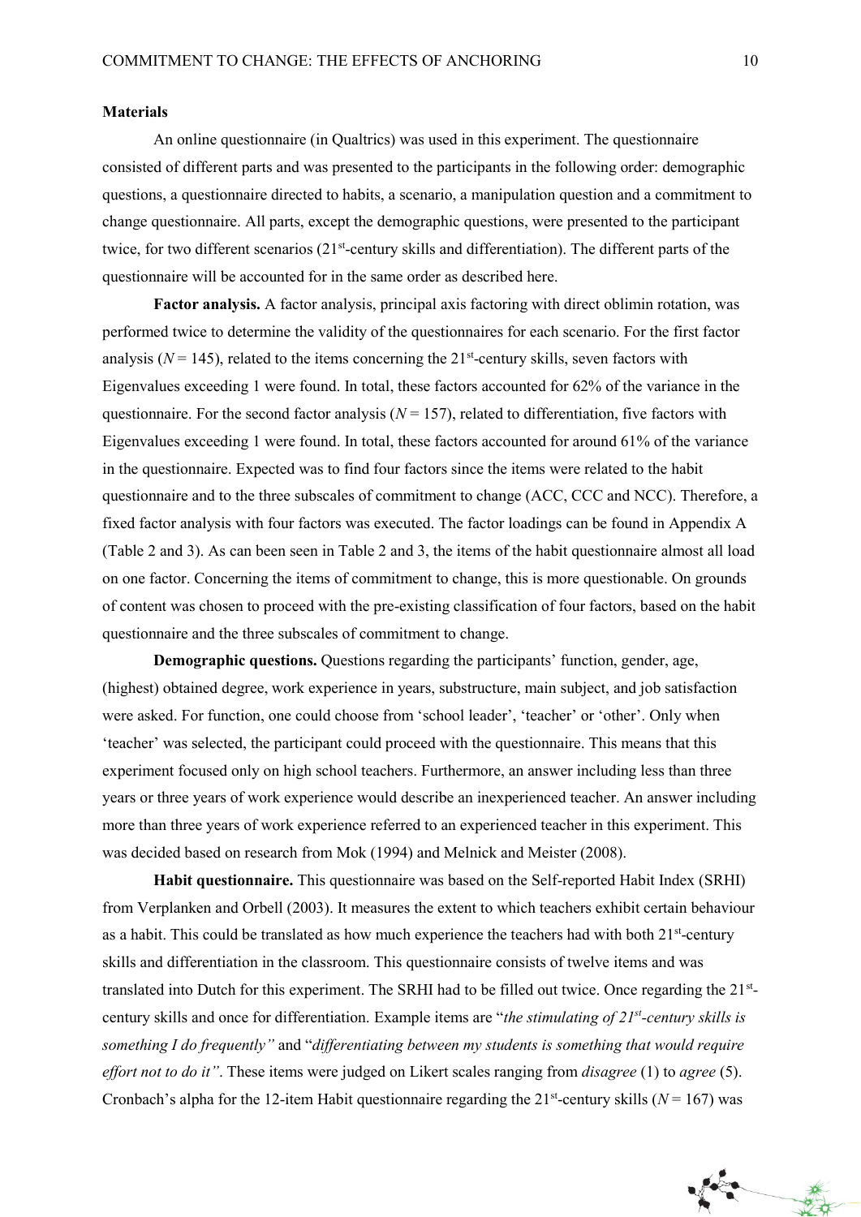**Materials**

An online questionnaire (in Qualtrics) was used in this experiment. The questionnaire consisted of different parts and was presented to the participants in the following order: demographic questions, a questionnaire directed to habits, a scenario, a manipulation question and a commitment to change questionnaire. All parts, except the demographic questions, were presented to the participant twice, for two different scenarios (21st-century skills and differentiation). The different parts of the questionnaire will be accounted for in the same order as described here.

**Factor analysis.** A factor analysis, principal axis factoring with direct oblimin rotation, was performed twice to determine the validity of the questionnaires for each scenario. For the first factor analysis ($N = 145$), related to the items concerning the 21st-century skills, seven factors with Eigenvalues exceeding 1 were found. In total, these factors accounted for 62% of the variance in the questionnaire. For the second factor analysis ($N = 157$), related to differentiation, five factors with Eigenvalues exceeding 1 were found. In total, these factors accounted for around 61% of the variance in the questionnaire. Expected was to find four factors since the items were related to the habit questionnaire and to the three subscales of commitment to change (ACC, CCC and NCC). Therefore, a fixed factor analysis with four factors was executed. The factor loadings can be found in Appendix A (Table 2 and 3). As can been seen in Table 2 and 3, the items of the habit questionnaire almost all load on one factor. Concerning the items of commitment to change, this is more questionable. On grounds of content was chosen to proceed with the pre-existing classification of four factors, based on the habit questionnaire and the three subscales of commitment to change.

**Demographic questions.** Questions regarding the participants' function, gender, age, (highest) obtained degree, work experience in years, substructure, main subject, and job satisfaction were asked. For function, one could choose from 'school leader', 'teacher' or 'other'. Only when 'teacher' was selected, the participant could proceed with the questionnaire. This means that this experiment focused only on high school teachers. Furthermore, an answer including less than three years or three years of work experience would describe an inexperienced teacher. An answer including more than three years of work experience referred to an experienced teacher in this experiment. This was decided based on research from Mok (1994) and Melnick and Meister (2008).

**Habit questionnaire.** This questionnaire was based on the Self-reported Habit Index (SRHI) from Verplanken and Orbell (2003). It measures the extent to which teachers exhibit certain behaviour as a habit. This could be translated as how much experience the teachers had with both 21st-century skills and differentiation in the classroom. This questionnaire consists of twelve items and was translated into Dutch for this experiment. The SRHI had to be filled out twice. Once regarding the 21st-century skills and once for differentiation. Example items are "*the stimulating of 21st-century skills is something I do frequently"* and "*differentiating between my students is something that would require effort not to do it"*. These items were judged on Likert scales ranging from *disagree* (1) to *agree* (5). Cronbach's alpha for the 12-item Habit questionnaire regarding the 21st-century skills ($N = 167$) was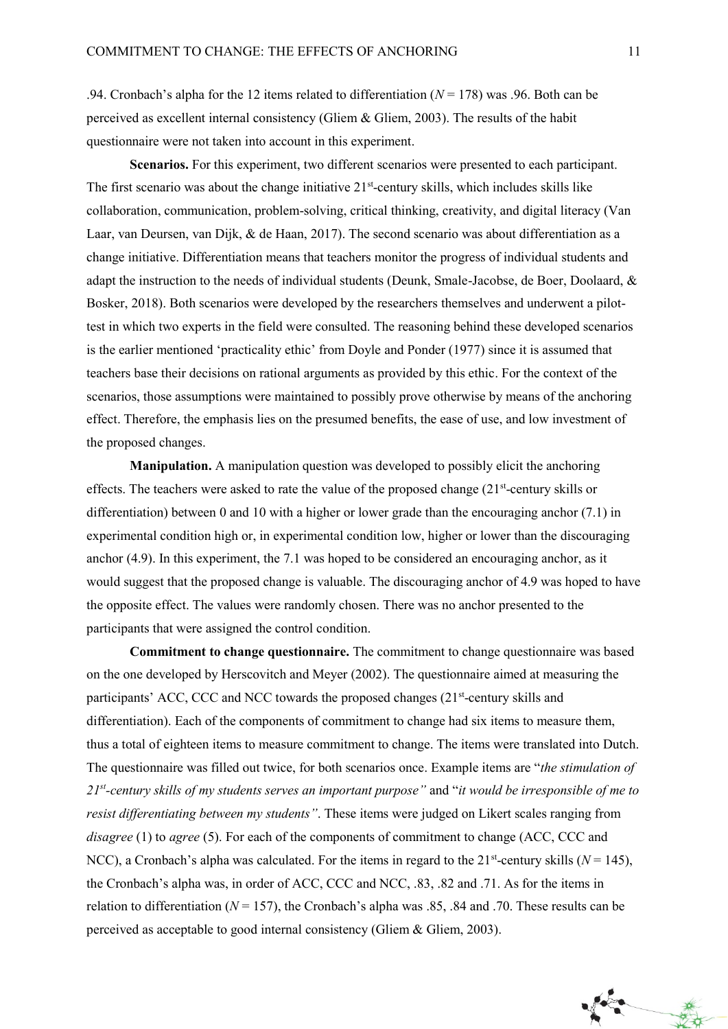.94. Cronbach's alpha for the 12 items related to differentiation ($N = 178$) was .96. Both can be perceived as excellent internal consistency (Gliem & Gliem, 2003). The results of the habit questionnaire were not taken into account in this experiment.

**Scenarios.** For this experiment, two different scenarios were presented to each participant. The first scenario was about the change initiative 21st-century skills, which includes skills like collaboration, communication, problem-solving, critical thinking, creativity, and digital literacy (Van Laar, van Deursen, van Dijk, & de Haan, 2017). The second scenario was about differentiation as a change initiative. Differentiation means that teachers monitor the progress of individual students and adapt the instruction to the needs of individual students (Deunk, Smale-Jacobse, de Boer, Doolaard, & Bosker, 2018). Both scenarios were developed by the researchers themselves and underwent a pilot-test in which two experts in the field were consulted. The reasoning behind these developed scenarios is the earlier mentioned 'practicality ethic' from Doyle and Ponder (1977) since it is assumed that teachers base their decisions on rational arguments as provided by this ethic. For the context of the scenarios, those assumptions were maintained to possibly prove otherwise by means of the anchoring effect. Therefore, the emphasis lies on the presumed benefits, the ease of use, and low investment of the proposed changes.

**Manipulation.** A manipulation question was developed to possibly elicit the anchoring effects. The teachers were asked to rate the value of the proposed change (21st-century skills or differentiation) between 0 and 10 with a higher or lower grade than the encouraging anchor (7.1) in experimental condition high or, in experimental condition low, higher or lower than the discouraging anchor (4.9). In this experiment, the 7.1 was hoped to be considered an encouraging anchor, as it would suggest that the proposed change is valuable. The discouraging anchor of 4.9 was hoped to have the opposite effect. The values were randomly chosen. There was no anchor presented to the participants that were assigned the control condition.

**Commitment to change questionnaire.** The commitment to change questionnaire was based on the one developed by Herscovitch and Meyer (2002). The questionnaire aimed at measuring the participants' ACC, CCC and NCC towards the proposed changes (21st-century skills and differentiation). Each of the components of commitment to change had six items to measure them, thus a total of eighteen items to measure commitment to change. The items were translated into Dutch. The questionnaire was filled out twice, for both scenarios once. Example items are "*the stimulation of 21st-century skills of my students serves an important purpose"* and "*it would be irresponsible of me to resist differentiating between my students"*. These items were judged on Likert scales ranging from *disagree* (1) to *agree* (5). For each of the components of commitment to change (ACC, CCC and NCC), a Cronbach's alpha was calculated. For the items in regard to the 21st-century skills ($N = 145$), the Cronbach's alpha was, in order of ACC, CCC and NCC, .83, .82 and .71. As for the items in relation to differentiation ($N = 157$), the Cronbach's alpha was .85, .84 and .70. These results can be perceived as acceptable to good internal consistency (Gliem & Gliem, 2003).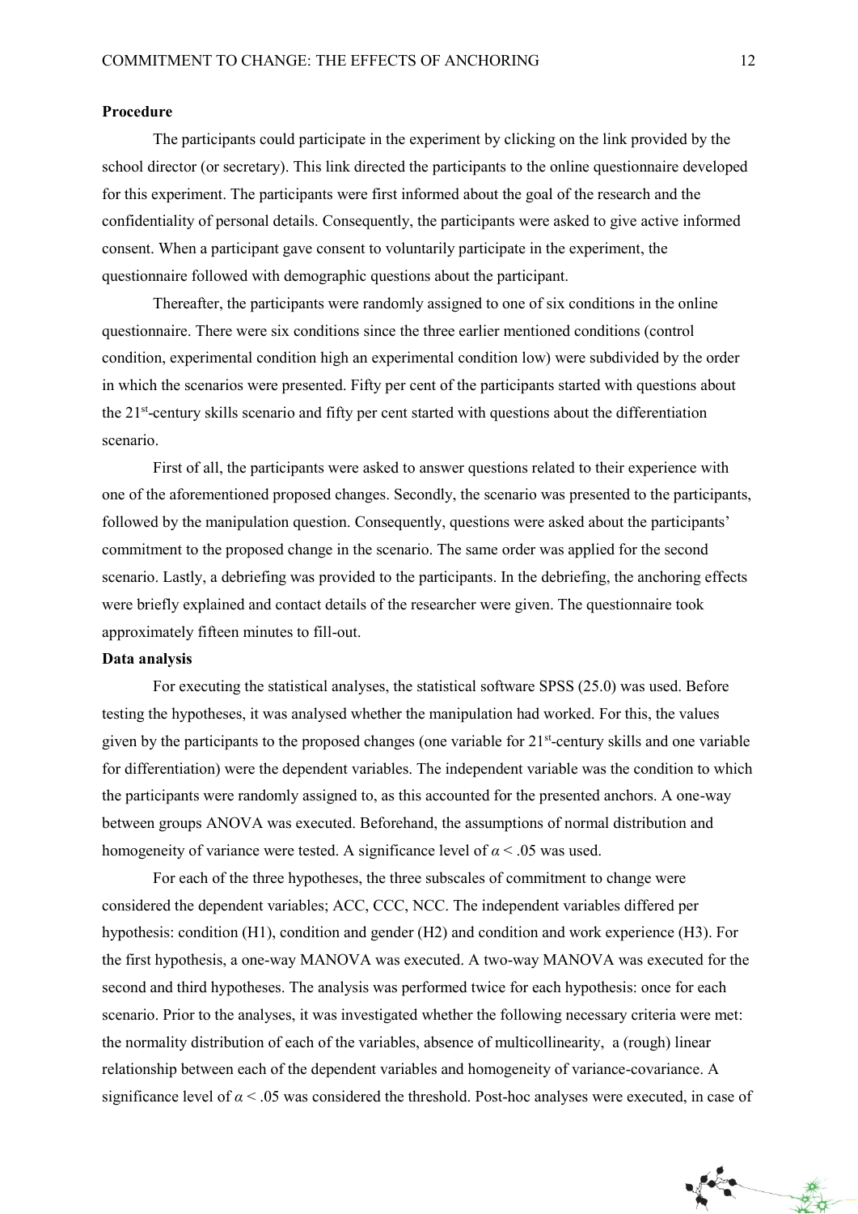**Procedure**

The participants could participate in the experiment by clicking on the link provided by the school director (or secretary). This link directed the participants to the online questionnaire developed for this experiment. The participants were first informed about the goal of the research and the confidentiality of personal details. Consequently, the participants were asked to give active informed consent. When a participant gave consent to voluntarily participate in the experiment, the questionnaire followed with demographic questions about the participant.

Thereafter, the participants were randomly assigned to one of six conditions in the online questionnaire. There were six conditions since the three earlier mentioned conditions (control condition, experimental condition high an experimental condition low) were subdivided by the order in which the scenarios were presented. Fifty per cent of the participants started with questions about the 21st-century skills scenario and fifty per cent started with questions about the differentiation scenario.

First of all, the participants were asked to answer questions related to their experience with one of the aforementioned proposed changes. Secondly, the scenario was presented to the participants, followed by the manipulation question. Consequently, questions were asked about the participants' commitment to the proposed change in the scenario. The same order was applied for the second scenario. Lastly, a debriefing was provided to the participants. In the debriefing, the anchoring effects were briefly explained and contact details of the researcher were given. The questionnaire took approximately fifteen minutes to fill-out.

**Data analysis**

For executing the statistical analyses, the statistical software SPSS (25.0) was used. Before testing the hypotheses, it was analysed whether the manipulation had worked. For this, the values given by the participants to the proposed changes (one variable for 21st-century skills and one variable for differentiation) were the dependent variables. The independent variable was the condition to which the participants were randomly assigned to, as this accounted for the presented anchors. A one-way between groups ANOVA was executed. Beforehand, the assumptions of normal distribution and homogeneity of variance were tested. A significance level of $\alpha < .05$ was used.

For each of the three hypotheses, the three subscales of commitment to change were considered the dependent variables; ACC, CCC, NCC. The independent variables differed per hypothesis: condition (H1), condition and gender (H2) and condition and work experience (H3). For the first hypothesis, a one-way MANOVA was executed. A two-way MANOVA was executed for the second and third hypotheses. The analysis was performed twice for each hypothesis: once for each scenario. Prior to the analyses, it was investigated whether the following necessary criteria were met: the normality distribution of each of the variables, absence of multicollinearity, a (rough) linear relationship between each of the dependent variables and homogeneity of variance-covariance. A significance level of $\alpha < .05$ was considered the threshold. Post-hoc analyses were executed, in case of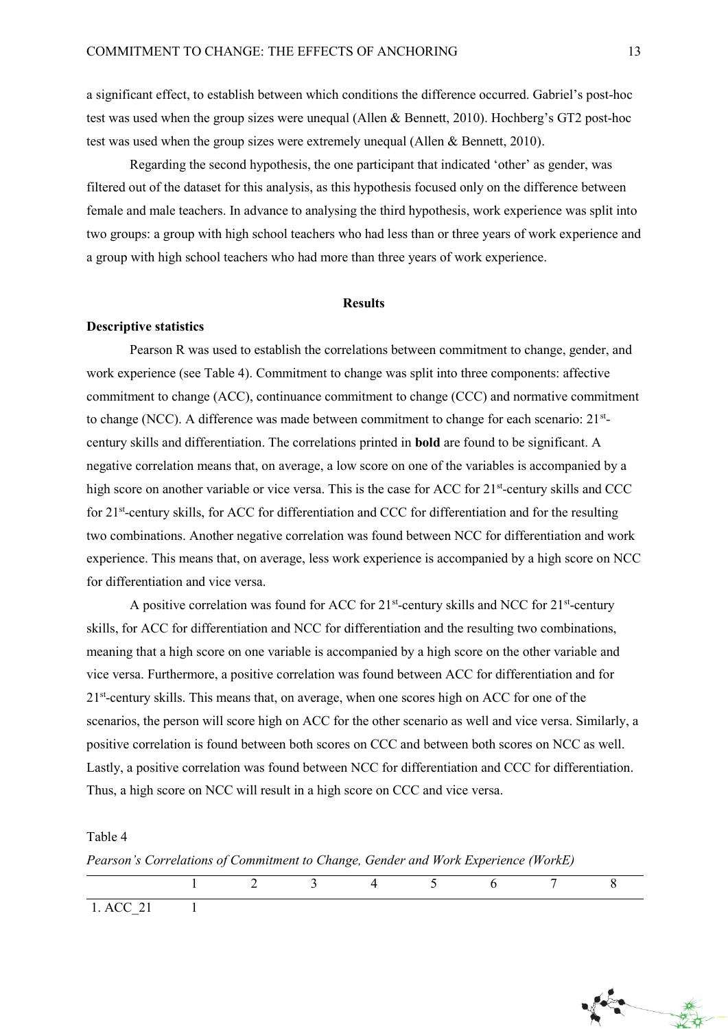a significant effect, to establish between which conditions the difference occurred. Gabriel's post-hoc test was used when the group sizes were unequal (Allen & Bennett, 2010). Hochberg's GT2 post-hoc test was used when the group sizes were extremely unequal (Allen & Bennett, 2010).

Regarding the second hypothesis, the one participant that indicated 'other' as gender, was filtered out of the dataset for this analysis, as this hypothesis focused only on the difference between female and male teachers. In advance to analysing the third hypothesis, work experience was split into two groups: a group with high school teachers who had less than or three years of work experience and a group with high school teachers who had more than three years of work experience.

## Results

### Descriptive statistics

Pearson R was used to establish the correlations between commitment to change, gender, and work experience (see Table 4). Commitment to change was split into three components: affective commitment to change (ACC), continuance commitment to change (CCC) and normative commitment to change (NCC). A difference was made between commitment to change for each scenario: 21st-century skills and differentiation. The correlations printed in **bold** are found to be significant. A negative correlation means that, on average, a low score on one of the variables is accompanied by a high score on another variable or vice versa. This is the case for ACC for 21st-century skills and CCC for 21st-century skills, for ACC for differentiation and CCC for differentiation and for the resulting two combinations. Another negative correlation was found between NCC for differentiation and work experience. This means that, on average, less work experience is accompanied by a high score on NCC for differentiation and vice versa.

A positive correlation was found for ACC for 21st-century skills and NCC for 21st-century skills, for ACC for differentiation and NCC for differentiation and the resulting two combinations, meaning that a high score on one variable is accompanied by a high score on the other variable and vice versa. Furthermore, a positive correlation was found between ACC for differentiation and for 21st-century skills. This means that, on average, when one scores high on ACC for one of the scenarios, the person will score high on ACC for the other scenario as well and vice versa. Similarly, a positive correlation is found between both scores on CCC and between both scores on NCC as well. Lastly, a positive correlation was found between NCC for differentiation and CCC for differentiation. Thus, a high score on NCC will result in a high score on CCC and vice versa.

Table 4

*Pearson's Correlations of Commitment to Change, Gender and Work Experience (WorkE)*

| | 1 | 2 | 3 | 4 | 5 | 6 | 7 | 8 |
|---|---|---|---|---|---|---|---|---|
| 1. ACC_21 | 1 | | | | | | | |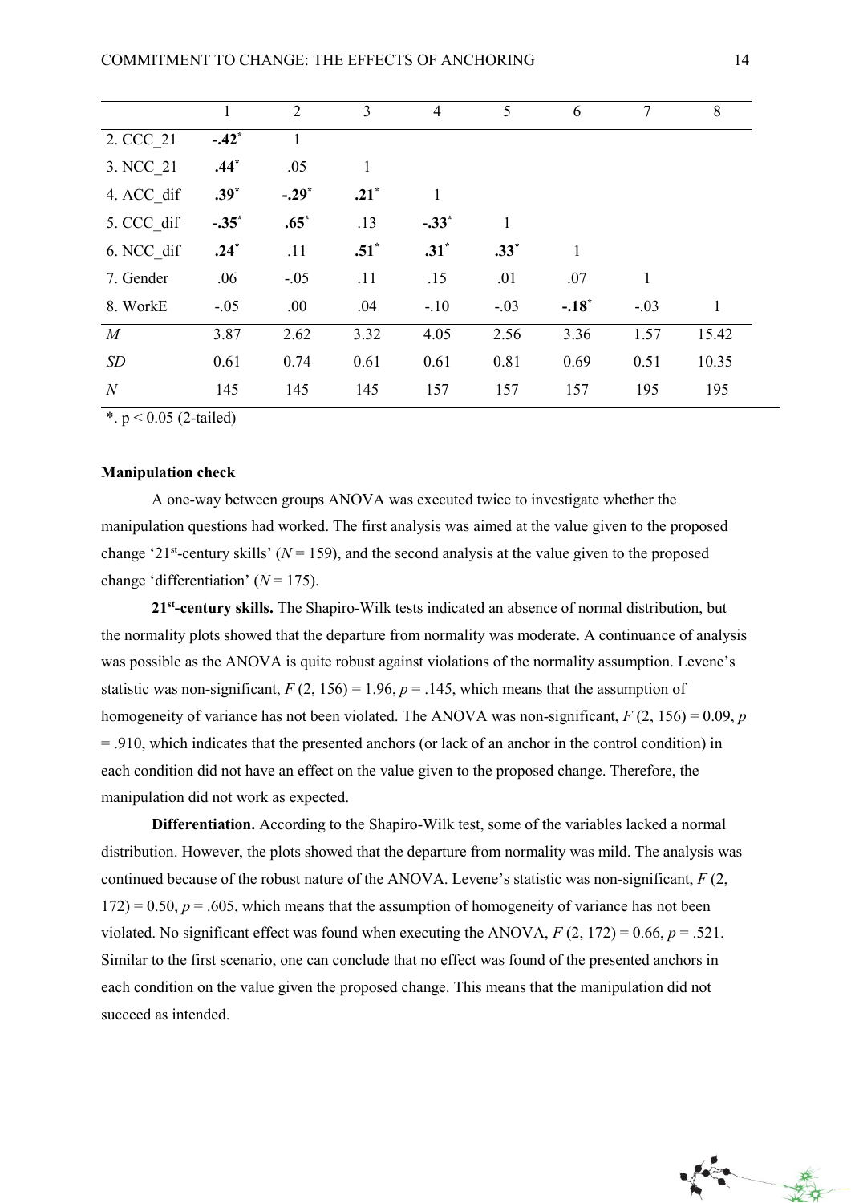| | 1 | 2 | 3 | 4 | 5 | 6 | 7 | 8 |
|---|---|---|---|---|---|---|---|---|
| 2. CCC_21 | **-.42**\* | 1 | | | | | | |
| 3. NCC_21 | **.44**\* | .05 | 1 | | | | | |
| 4. ACC_dif | **.39**\* | **-.29**\* | **.21**\* | 1 | | | | |
| 5. CCC_dif | **-.35**\* | **.65**\* | .13 | **-.33**\* | 1 | | | |
| 6. NCC_dif | **.24**\* | .11 | **.51**\* | **.31**\* | **.33**\* | 1 | | |
| 7. Gender | .06 | -.05 | .11 | .15 | .01 | .07 | 1 | |
| 8. WorkE | -.05 | .00 | .04 | -.10 | -.03 | **-.18**\* | -.03 | 1 |
| *M* | 3.87 | 2.62 | 3.32 | 4.05 | 2.56 | 3.36 | 1.57 | 15.42 |
| *SD* | 0.61 | 0.74 | 0.61 | 0.61 | 0.81 | 0.69 | 0.51 | 10.35 |
| *N* | 145 | 145 | 145 | 157 | 157 | 157 | 195 | 195 |

\*. $p < 0.05$ (2-tailed)

**Manipulation check**

A one-way between groups ANOVA was executed twice to investigate whether the manipulation questions had worked. The first analysis was aimed at the value given to the proposed change '21st-century skills' ($N = 159$), and the second analysis at the value given to the proposed change 'differentiation' ($N = 175$).

**21st-century skills.** The Shapiro-Wilk tests indicated an absence of normal distribution, but the normality plots showed that the departure from normality was moderate. A continuance of analysis was possible as the ANOVA is quite robust against violations of the normality assumption. Levene's statistic was non-significant, $F(2, 156) = 1.96$, $p = .145$, which means that the assumption of homogeneity of variance has not been violated. The ANOVA was non-significant, $F(2, 156) = 0.09$, $p = .910$, which indicates that the presented anchors (or lack of an anchor in the control condition) in each condition did not have an effect on the value given to the proposed change. Therefore, the manipulation did not work as expected.

**Differentiation.** According to the Shapiro-Wilk test, some of the variables lacked a normal distribution. However, the plots showed that the departure from normality was mild. The analysis was continued because of the robust nature of the ANOVA. Levene's statistic was non-significant, $F(2, 172) = 0.50$, $p = .605$, which means that the assumption of homogeneity of variance has not been violated. No significant effect was found when executing the ANOVA, $F(2, 172) = 0.66$, $p = .521$. Similar to the first scenario, one can conclude that no effect was found of the presented anchors in each condition on the value given the proposed change. This means that the manipulation did not succeed as intended.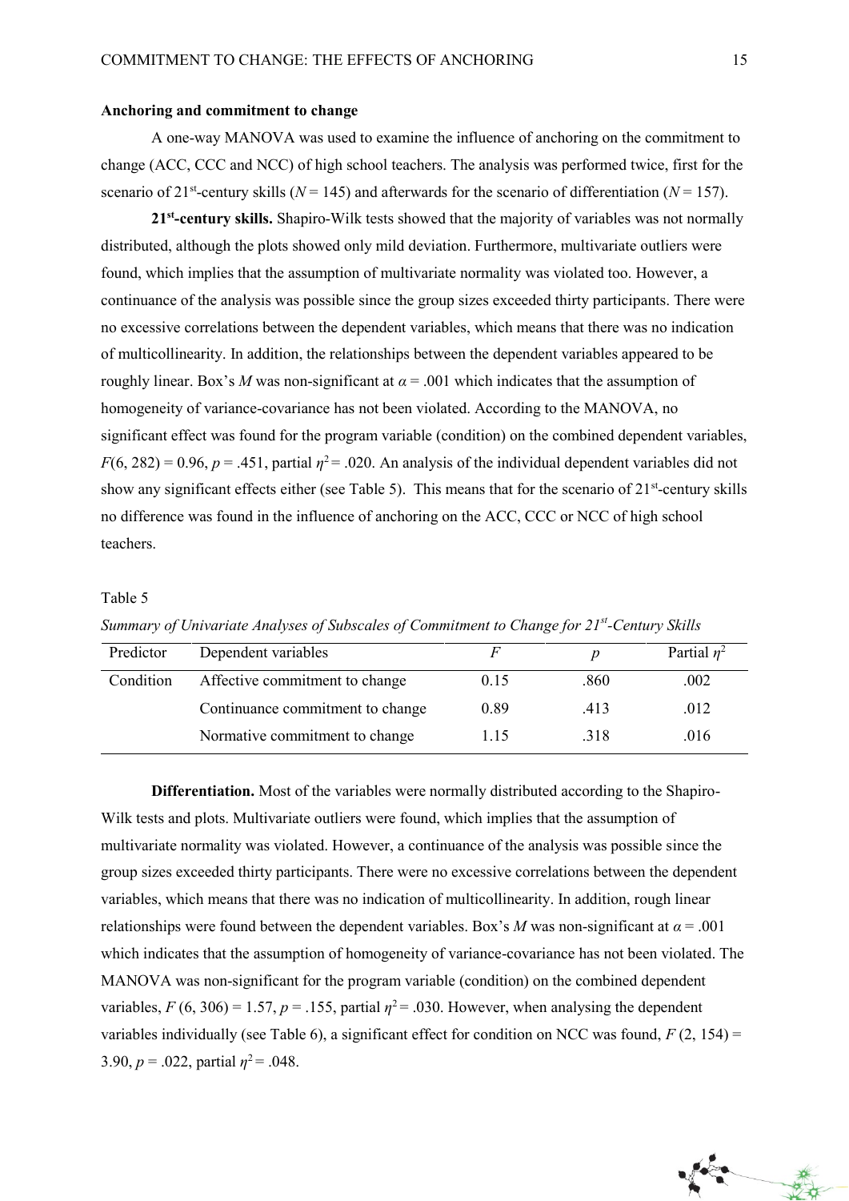### Anchoring and commitment to change

A one-way MANOVA was used to examine the influence of anchoring on the commitment to change (ACC, CCC and NCC) of high school teachers. The analysis was performed twice, first for the scenario of 21st-century skills ($N = 145$) and afterwards for the scenario of differentiation ($N = 157$).

**21st-century skills.** Shapiro-Wilk tests showed that the majority of variables was not normally distributed, although the plots showed only mild deviation. Furthermore, multivariate outliers were found, which implies that the assumption of multivariate normality was violated too. However, a continuance of the analysis was possible since the group sizes exceeded thirty participants. There were no excessive correlations between the dependent variables, which means that there was no indication of multicollinearity. In addition, the relationships between the dependent variables appeared to be roughly linear. Box's $M$ was non-significant at $\alpha = .001$ which indicates that the assumption of homogeneity of variance-covariance has not been violated. According to the MANOVA, no significant effect was found for the program variable (condition) on the combined dependent variables, $F(6, 282) = 0.96$, $p = .451$, partial $\eta^2 = .020$. An analysis of the individual dependent variables did not show any significant effects either (see Table 5). This means that for the scenario of 21st-century skills no difference was found in the influence of anchoring on the ACC, CCC or NCC of high school teachers.

Table 5

*Summary of Univariate Analyses of Subscales of Commitment to Change for 21st-Century Skills*

| Predictor | Dependent variables | $F$ | $p$ | Partial $\eta^2$ |
|---|---|---|---|---|
| Condition | Affective commitment to change | 0.15 | .860 | .002 |
| | Continuance commitment to change | 0.89 | .413 | .012 |
| | Normative commitment to change | 1.15 | .318 | .016 |

**Differentiation.** Most of the variables were normally distributed according to the Shapiro-Wilk tests and plots. Multivariate outliers were found, which implies that the assumption of multivariate normality was violated. However, a continuance of the analysis was possible since the group sizes exceeded thirty participants. There were no excessive correlations between the dependent variables, which means that there was no indication of multicollinearity. In addition, rough linear relationships were found between the dependent variables. Box's $M$ was non-significant at $\alpha = .001$ which indicates that the assumption of homogeneity of variance-covariance has not been violated. The MANOVA was non-significant for the program variable (condition) on the combined dependent variables, $F(6, 306) = 1.57$, $p = .155$, partial $\eta^2 = .030$. However, when analysing the dependent variables individually (see Table 6), a significant effect for condition on NCC was found, $F(2, 154) = 3.90$, $p = .022$, partial $\eta^2 = .048$.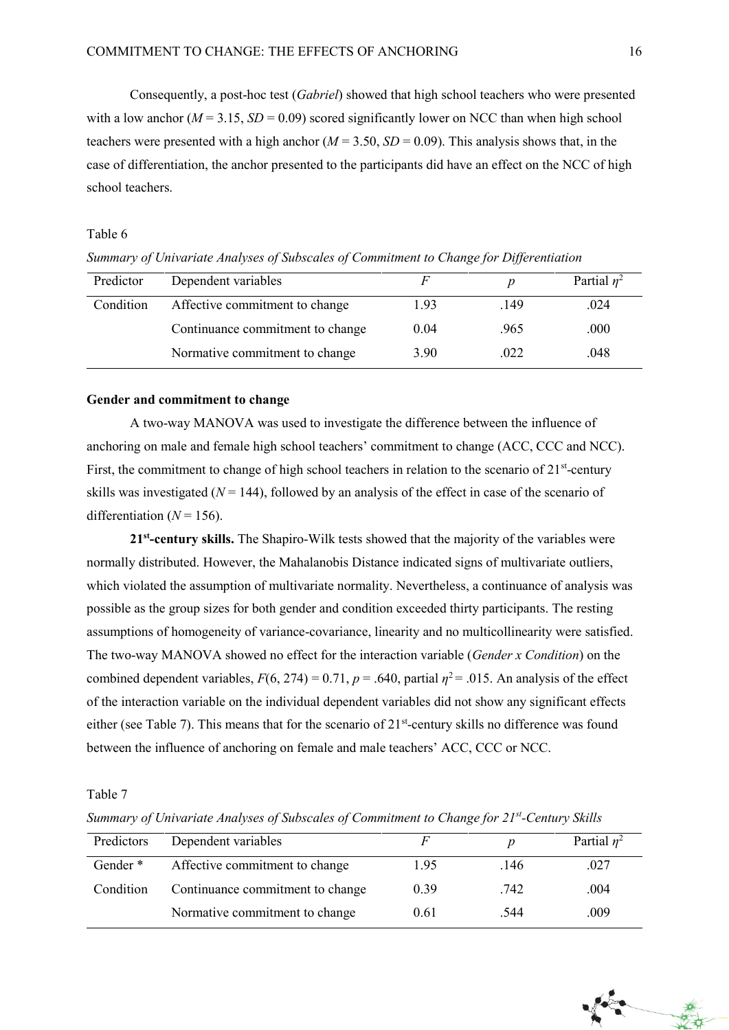Consequently, a post-hoc test (*Gabriel*) showed that high school teachers who were presented with a low anchor ($M$ = 3.15, $SD$ = 0.09) scored significantly lower on NCC than when high school teachers were presented with a high anchor ($M$ = 3.50, $SD$ = 0.09). This analysis shows that, in the case of differentiation, the anchor presented to the participants did have an effect on the NCC of high school teachers.

Table 6

*Summary of Univariate Analyses of Subscales of Commitment to Change for Differentiation*

| Predictor | Dependent variables | $F$ | $p$ | Partial $\eta^2$ |
|---|---|---|---|---|
| Condition | Affective commitment to change | 1.93 | .149 | .024 |
| | Continuance commitment to change | 0.04 | .965 | .000 |
| | Normative commitment to change | 3.90 | .022 | .048 |

**Gender and commitment to change**

A two-way MANOVA was used to investigate the difference between the influence of anchoring on male and female high school teachers' commitment to change (ACC, CCC and NCC). First, the commitment to change of high school teachers in relation to the scenario of 21st-century skills was investigated ($N$ = 144), followed by an analysis of the effect in case of the scenario of differentiation ($N$ = 156).

**21st-century skills.** The Shapiro-Wilk tests showed that the majority of the variables were normally distributed. However, the Mahalanobis Distance indicated signs of multivariate outliers, which violated the assumption of multivariate normality. Nevertheless, a continuance of analysis was possible as the group sizes for both gender and condition exceeded thirty participants. The resting assumptions of homogeneity of variance-covariance, linearity and no multicollinearity were satisfied. The two-way MANOVA showed no effect for the interaction variable (*Gender x Condition*) on the combined dependent variables, $F(6, 274) = 0.71$, $p = .640$, partial $\eta^2 = .015$. An analysis of the effect of the interaction variable on the individual dependent variables did not show any significant effects either (see Table 7). This means that for the scenario of 21st-century skills no difference was found between the influence of anchoring on female and male teachers' ACC, CCC or NCC.

Table 7

*Summary of Univariate Analyses of Subscales of Commitment to Change for 21st-Century Skills*

| Predictors | Dependent variables | $F$ | $p$ | Partial $\eta^2$ |
|---|---|---|---|---|
| Gender * Condition | Affective commitment to change | 1.95 | .146 | .027 |
| | Continuance commitment to change | 0.39 | .742 | .004 |
| | Normative commitment to change | 0.61 | .544 | .009 |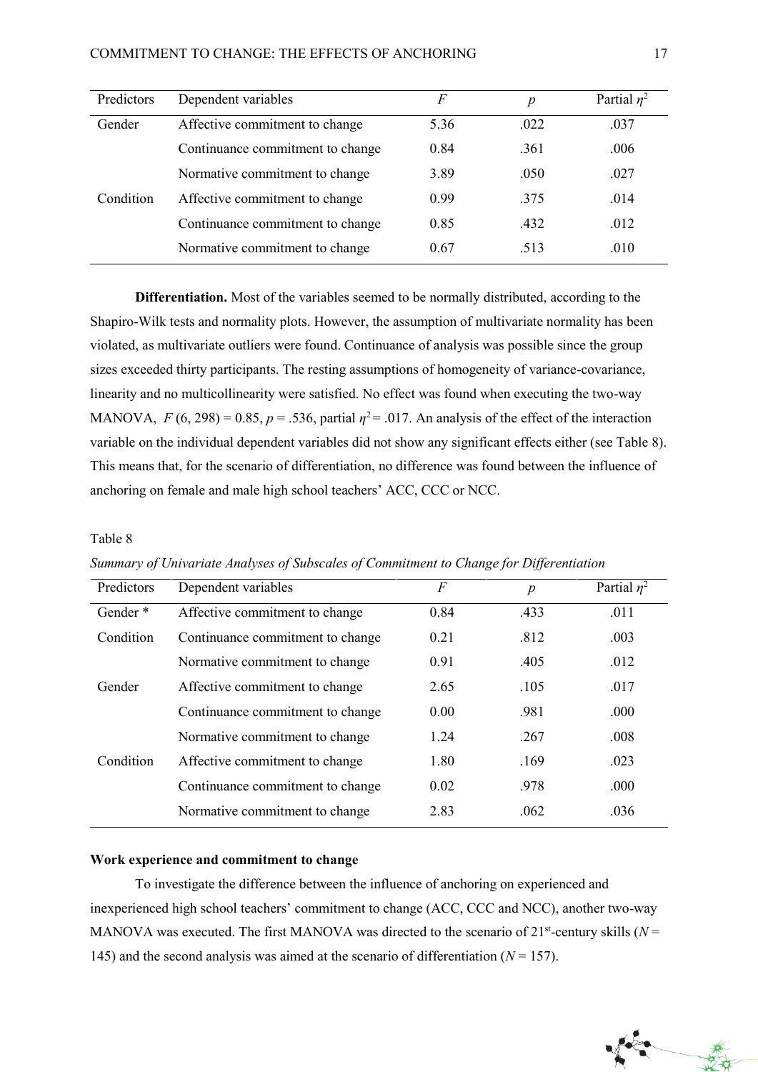| Predictors | Dependent variables | $F$ | $p$ | Partial $\eta^2$ |
|---|---|---|---|---|
| Gender | Affective commitment to change | 5.36 | .022 | .037 |
| | Continuance commitment to change | 0.84 | .361 | .006 |
| | Normative commitment to change | 3.89 | .050 | .027 |
| Condition | Affective commitment to change | 0.99 | .375 | .014 |
| | Continuance commitment to change | 0.85 | .432 | .012 |
| | Normative commitment to change | 0.67 | .513 | .010 |

**Differentiation.** Most of the variables seemed to be normally distributed, according to the Shapiro-Wilk tests and normality plots. However, the assumption of multivariate normality has been violated, as multivariate outliers were found. Continuance of analysis was possible since the group sizes exceeded thirty participants. The resting assumptions of homogeneity of variance-covariance, linearity and no multicollinearity were satisfied. No effect was found when executing the two-way MANOVA, $F(6, 298) = 0.85$, $p = .536$, partial $\eta^2 = .017$. An analysis of the effect of the interaction variable on the individual dependent variables did not show any significant effects either (see Table 8). This means that, for the scenario of differentiation, no difference was found between the influence of anchoring on female and male high school teachers' ACC, CCC or NCC.

Table 8

*Summary of Univariate Analyses of Subscales of Commitment to Change for Differentiation*

| Predictors | Dependent variables | $F$ | $p$ | Partial $\eta^2$ |
|---|---|---|---|---|
| Gender * Condition | Affective commitment to change | 0.84 | .433 | .011 |
| | Continuance commitment to change | 0.21 | .812 | .003 |
| | Normative commitment to change | 0.91 | .405 | .012 |
| Gender | Affective commitment to change | 2.65 | .105 | .017 |
| | Continuance commitment to change | 0.00 | .981 | .000 |
| | Normative commitment to change | 1.24 | .267 | .008 |
| Condition | Affective commitment to change | 1.80 | .169 | .023 |
| | Continuance commitment to change | 0.02 | .978 | .000 |
| | Normative commitment to change | 2.83 | .062 | .036 |

**Work experience and commitment to change**

To investigate the difference between the influence of anchoring on experienced and inexperienced high school teachers' commitment to change (ACC, CCC and NCC), another two-way MANOVA was executed. The first MANOVA was directed to the scenario of 21st-century skills ($N$ = 145) and the second analysis was aimed at the scenario of differentiation ($N$ = 157).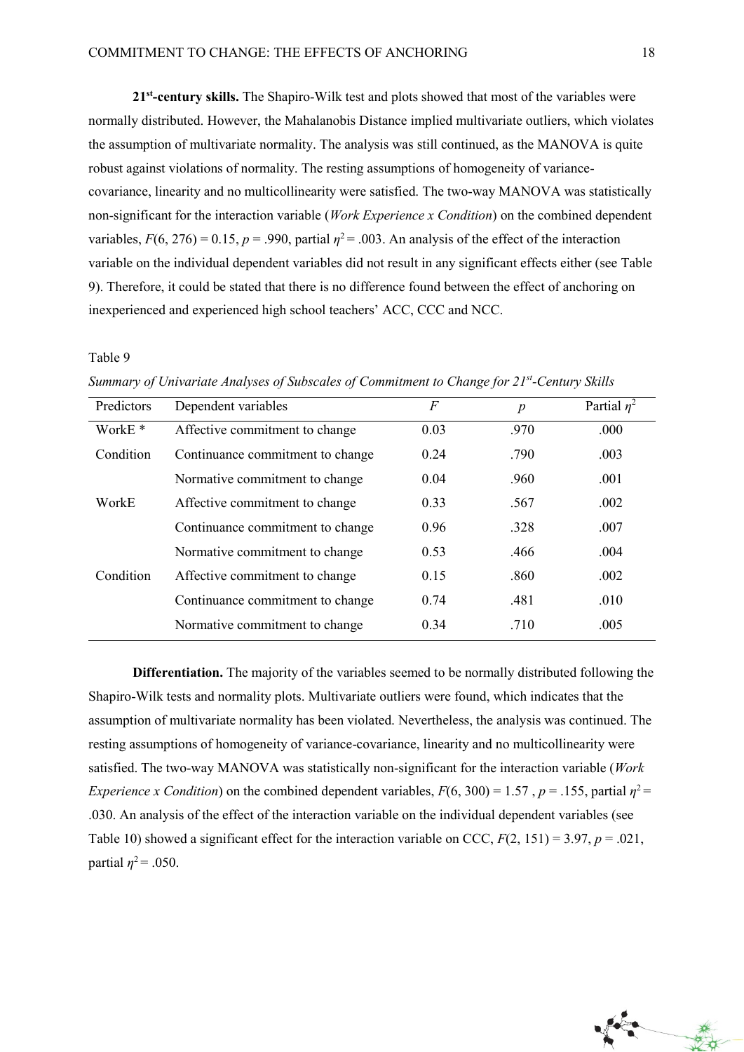**21st-century skills.** The Shapiro-Wilk test and plots showed that most of the variables were normally distributed. However, the Mahalanobis Distance implied multivariate outliers, which violates the assumption of multivariate normality. The analysis was still continued, as the MANOVA is quite robust against violations of normality. The resting assumptions of homogeneity of variance-covariance, linearity and no multicollinearity were satisfied. The two-way MANOVA was statistically non-significant for the interaction variable (*Work Experience x Condition*) on the combined dependent variables, $F(6, 276) = 0.15$, $p = .990$, partial $\eta^2 = .003$. An analysis of the effect of the interaction variable on the individual dependent variables did not result in any significant effects either (see Table 9). Therefore, it could be stated that there is no difference found between the effect of anchoring on inexperienced and experienced high school teachers' ACC, CCC and NCC.

Table 9

*Summary of Univariate Analyses of Subscales of Commitment to Change for 21st-Century Skills*

| Predictors | Dependent variables | $F$ | $p$ | Partial $\eta^2$ |
|---|---|---|---|---|
| WorkE * Condition | Affective commitment to change | 0.03 | .970 | .000 |
| | Continuance commitment to change | 0.24 | .790 | .003 |
| | Normative commitment to change | 0.04 | .960 | .001 |
| WorkE | Affective commitment to change | 0.33 | .567 | .002 |
| | Continuance commitment to change | 0.96 | .328 | .007 |
| | Normative commitment to change | 0.53 | .466 | .004 |
| Condition | Affective commitment to change | 0.15 | .860 | .002 |
| | Continuance commitment to change | 0.74 | .481 | .010 |
| | Normative commitment to change | 0.34 | .710 | .005 |

**Differentiation.** The majority of the variables seemed to be normally distributed following the Shapiro-Wilk tests and normality plots. Multivariate outliers were found, which indicates that the assumption of multivariate normality has been violated. Nevertheless, the analysis was continued. The resting assumptions of homogeneity of variance-covariance, linearity and no multicollinearity were satisfied. The two-way MANOVA was statistically non-significant for the interaction variable (*Work Experience x Condition*) on the combined dependent variables, $F(6, 300) = 1.57$, $p = .155$, partial $\eta^2 = .030$. An analysis of the effect of the interaction variable on the individual dependent variables (see Table 10) showed a significant effect for the interaction variable on CCC, $F(2, 151) = 3.97$, $p = .021$, partial $\eta^2 = .050$.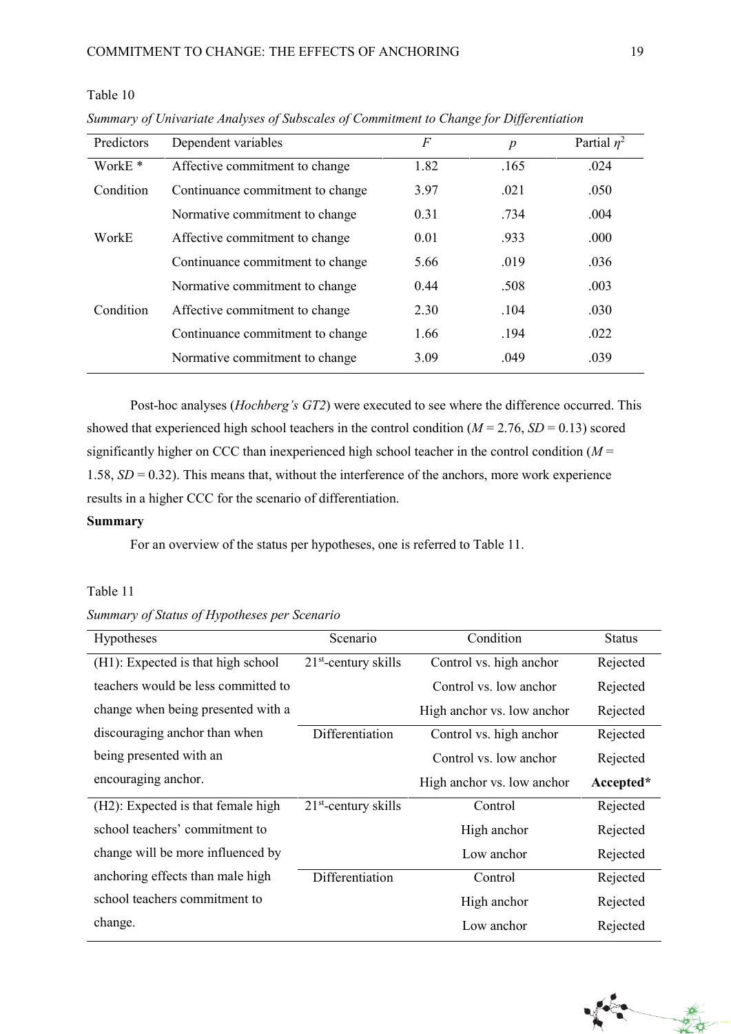Table 10

*Summary of Univariate Analyses of Subscales of Commitment to Change for Differentiation*

| Predictors | Dependent variables | *F* | *p* | Partial $\eta^2$ |
|---|---|---|---|---|
| WorkE * Condition | Affective commitment to change | 1.82 | .165 | .024 |
| | Continuance commitment to change | 3.97 | .021 | .050 |
| | Normative commitment to change | 0.31 | .734 | .004 |
| WorkE | Affective commitment to change | 0.01 | .933 | .000 |
| | Continuance commitment to change | 5.66 | .019 | .036 |
| | Normative commitment to change | 0.44 | .508 | .003 |
| Condition | Affective commitment to change | 2.30 | .104 | .030 |
| | Continuance commitment to change | 1.66 | .194 | .022 |
| | Normative commitment to change | 3.09 | .049 | .039 |

Post-hoc analyses (*Hochberg's GT2*) were executed to see where the difference occurred. This showed that experienced high school teachers in the control condition ($M$ = 2.76, $SD$ = 0.13) scored significantly higher on CCC than inexperienced high school teacher in the control condition ($M$ = 1.58, $SD$ = 0.32). This means that, without the interference of the anchors, more work experience results in a higher CCC for the scenario of differentiation.

**Summary**

For an overview of the status per hypotheses, one is referred to Table 11.

Table 11

*Summary of Status of Hypotheses per Scenario*

| Hypotheses | Scenario | Condition | Status |
|---|---|---|---|
| (H1): Expected is that high school teachers would be less committed to change when being presented with a discouraging anchor than when being presented with an encouraging anchor. | 21st-century skills | Control vs. high anchor | Rejected |
| | | Control vs. low anchor | Rejected |
| | | High anchor vs. low anchor | Rejected |
| | Differentiation | Control vs. high anchor | Rejected |
| | | Control vs. low anchor | Rejected |
| | | High anchor vs. low anchor | **Accepted*** |
| (H2): Expected is that female high school teachers' commitment to change will be more influenced by anchoring effects than male high school teachers commitment to change. | 21st-century skills | Control | Rejected |
| | | High anchor | Rejected |
| | | Low anchor | Rejected |
| | Differentiation | Control | Rejected |
| | | High anchor | Rejected |
| | | Low anchor | Rejected |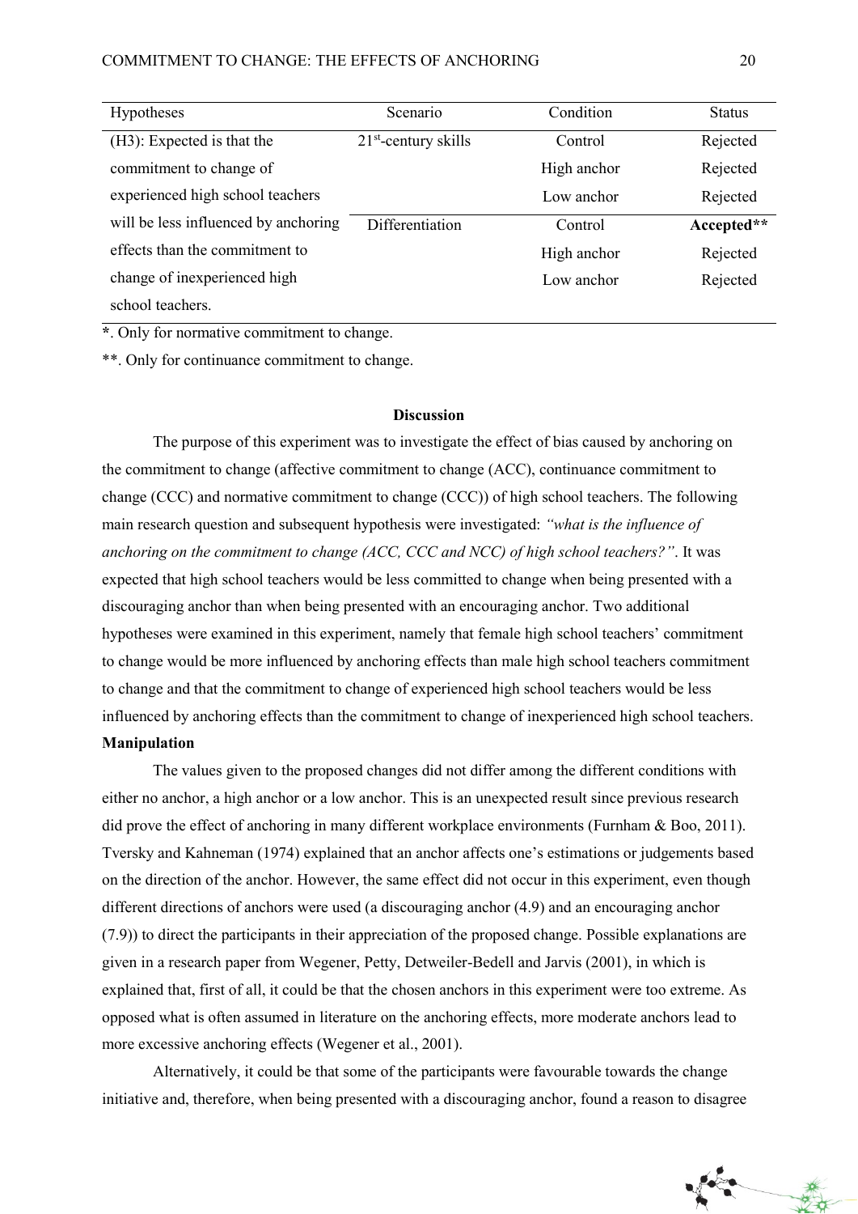| Hypotheses | Scenario | Condition | Status |
|---|---|---|---|
| (H3): Expected is that the commitment to change of experienced high school teachers will be less influenced by anchoring effects than the commitment to change of inexperienced high school teachers. | 21st-century skills | Control | Rejected |
| | | High anchor | Rejected |
| | | Low anchor | Rejected |
| | Differentiation | Control | **Accepted**** |
| | | High anchor | Rejected |
| | | Low anchor | Rejected |

*. Only for normative commitment to change.

**. Only for continuance commitment to change.

## Discussion

The purpose of this experiment was to investigate the effect of bias caused by anchoring on the commitment to change (affective commitment to change (ACC), continuance commitment to change (CCC) and normative commitment to change (CCC)) of high school teachers. The following main research question and subsequent hypothesis were investigated: *"what is the influence of anchoring on the commitment to change (ACC, CCC and NCC) of high school teachers?"*. It was expected that high school teachers would be less committed to change when being presented with a discouraging anchor than when being presented with an encouraging anchor. Two additional hypotheses were examined in this experiment, namely that female high school teachers' commitment to change would be more influenced by anchoring effects than male high school teachers commitment to change and that the commitment to change of experienced high school teachers would be less influenced by anchoring effects than the commitment to change of inexperienced high school teachers.

### Manipulation

The values given to the proposed changes did not differ among the different conditions with either no anchor, a high anchor or a low anchor. This is an unexpected result since previous research did prove the effect of anchoring in many different workplace environments (Furnham & Boo, 2011). Tversky and Kahneman (1974) explained that an anchor affects one's estimations or judgements based on the direction of the anchor. However, the same effect did not occur in this experiment, even though different directions of anchors were used (a discouraging anchor (4.9) and an encouraging anchor (7.9)) to direct the participants in their appreciation of the proposed change. Possible explanations are given in a research paper from Wegener, Petty, Detweiler-Bedell and Jarvis (2001), in which is explained that, first of all, it could be that the chosen anchors in this experiment were too extreme. As opposed what is often assumed in literature on the anchoring effects, more moderate anchors lead to more excessive anchoring effects (Wegener et al., 2001).

Alternatively, it could be that some of the participants were favourable towards the change initiative and, therefore, when being presented with a discouraging anchor, found a reason to disagree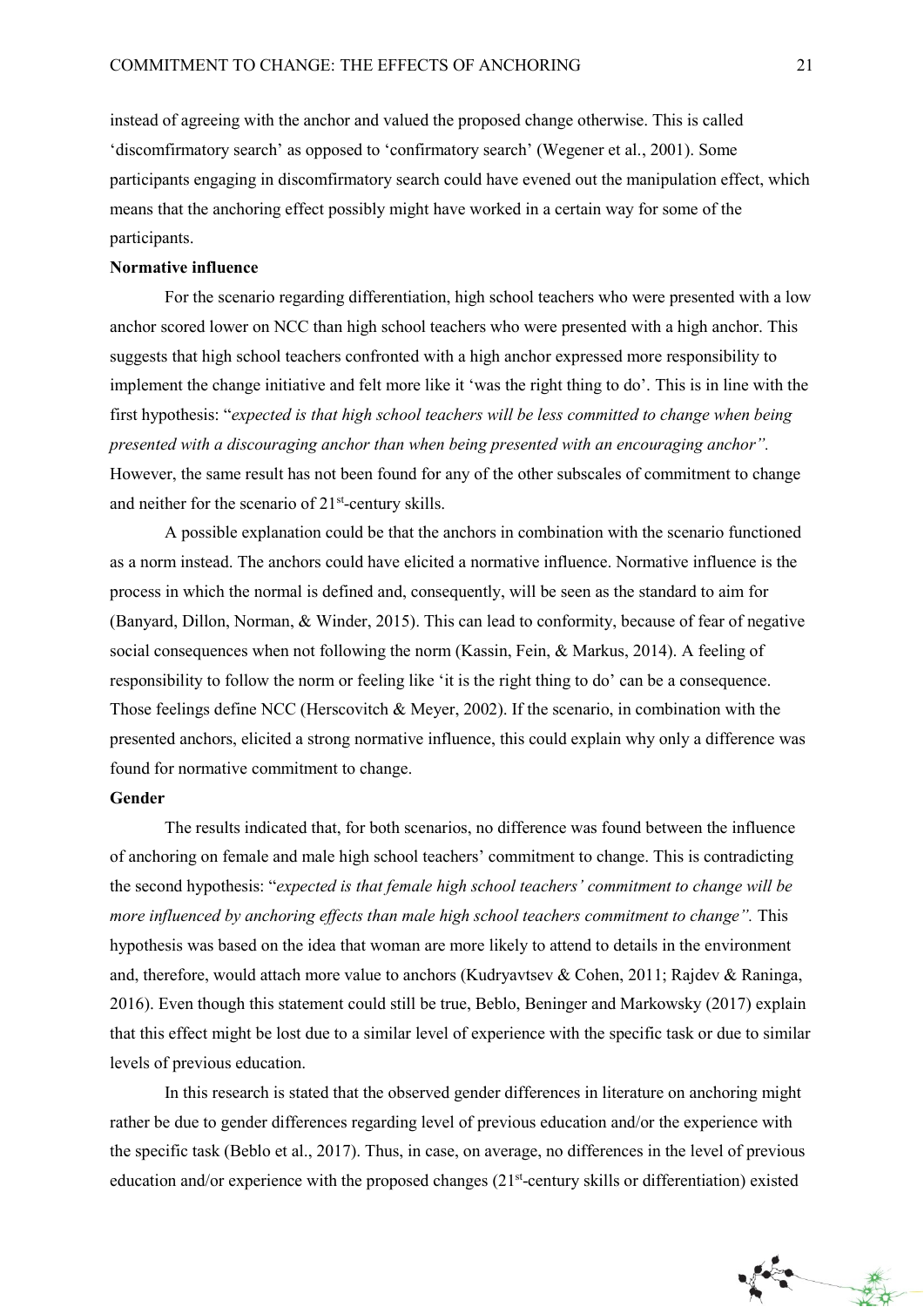instead of agreeing with the anchor and valued the proposed change otherwise. This is called 'discomfirmatory search' as opposed to 'confirmatory search' (Wegener et al., 2001). Some participants engaging in discomfirmatory search could have evened out the manipulation effect, which means that the anchoring effect possibly might have worked in a certain way for some of the participants.

**Normative influence**

For the scenario regarding differentiation, high school teachers who were presented with a low anchor scored lower on NCC than high school teachers who were presented with a high anchor. This suggests that high school teachers confronted with a high anchor expressed more responsibility to implement the change initiative and felt more like it 'was the right thing to do'. This is in line with the first hypothesis: "*expected is that high school teachers will be less committed to change when being presented with a discouraging anchor than when being presented with an encouraging anchor".* However, the same result has not been found for any of the other subscales of commitment to change and neither for the scenario of 21st-century skills.

A possible explanation could be that the anchors in combination with the scenario functioned as a norm instead. The anchors could have elicited a normative influence. Normative influence is the process in which the normal is defined and, consequently, will be seen as the standard to aim for (Banyard, Dillon, Norman, & Winder, 2015). This can lead to conformity, because of fear of negative social consequences when not following the norm (Kassin, Fein, & Markus, 2014). A feeling of responsibility to follow the norm or feeling like 'it is the right thing to do' can be a consequence. Those feelings define NCC (Herscovitch & Meyer, 2002). If the scenario, in combination with the presented anchors, elicited a strong normative influence, this could explain why only a difference was found for normative commitment to change.

**Gender**

The results indicated that, for both scenarios, no difference was found between the influence of anchoring on female and male high school teachers' commitment to change. This is contradicting the second hypothesis: "*expected is that female high school teachers' commitment to change will be more influenced by anchoring effects than male high school teachers commitment to change".* This hypothesis was based on the idea that woman are more likely to attend to details in the environment and, therefore, would attach more value to anchors (Kudryavtsev & Cohen, 2011; Rajdev & Raninga, 2016). Even though this statement could still be true, Beblo, Beninger and Markowsky (2017) explain that this effect might be lost due to a similar level of experience with the specific task or due to similar levels of previous education.

In this research is stated that the observed gender differences in literature on anchoring might rather be due to gender differences regarding level of previous education and/or the experience with the specific task (Beblo et al., 2017). Thus, in case, on average, no differences in the level of previous education and/or experience with the proposed changes (21st-century skills or differentiation) existed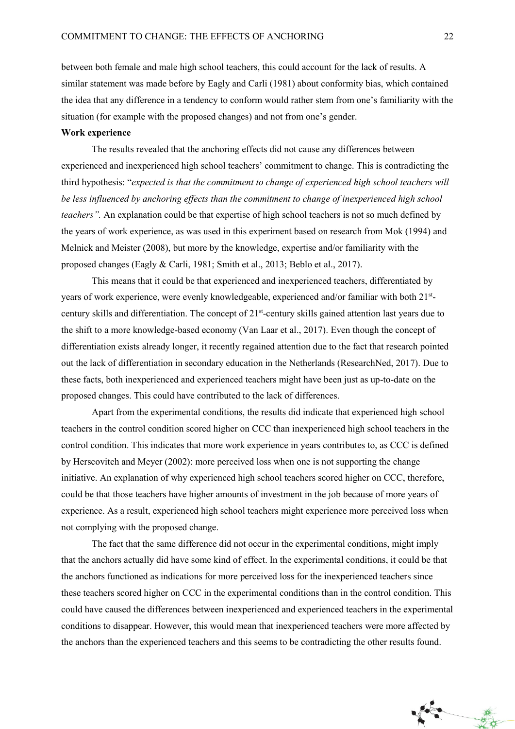between both female and male high school teachers, this could account for the lack of results. A similar statement was made before by Eagly and Carli (1981) about conformity bias, which contained the idea that any difference in a tendency to conform would rather stem from one's familiarity with the situation (for example with the proposed changes) and not from one's gender.

**Work experience**

The results revealed that the anchoring effects did not cause any differences between experienced and inexperienced high school teachers' commitment to change. This is contradicting the third hypothesis: "*expected is that the commitment to change of experienced high school teachers will be less influenced by anchoring effects than the commitment to change of inexperienced high school teachers".* An explanation could be that expertise of high school teachers is not so much defined by the years of work experience, as was used in this experiment based on research from Mok (1994) and Melnick and Meister (2008), but more by the knowledge, expertise and/or familiarity with the proposed changes (Eagly & Carli, 1981; Smith et al., 2013; Beblo et al., 2017).

This means that it could be that experienced and inexperienced teachers, differentiated by years of work experience, were evenly knowledgeable, experienced and/or familiar with both 21st-century skills and differentiation. The concept of 21st-century skills gained attention last years due to the shift to a more knowledge-based economy (Van Laar et al., 2017). Even though the concept of differentiation exists already longer, it recently regained attention due to the fact that research pointed out the lack of differentiation in secondary education in the Netherlands (ResearchNed, 2017). Due to these facts, both inexperienced and experienced teachers might have been just as up-to-date on the proposed changes. This could have contributed to the lack of differences.

Apart from the experimental conditions, the results did indicate that experienced high school teachers in the control condition scored higher on CCC than inexperienced high school teachers in the control condition. This indicates that more work experience in years contributes to, as CCC is defined by Herscovitch and Meyer (2002): more perceived loss when one is not supporting the change initiative. An explanation of why experienced high school teachers scored higher on CCC, therefore, could be that those teachers have higher amounts of investment in the job because of more years of experience. As a result, experienced high school teachers might experience more perceived loss when not complying with the proposed change.

The fact that the same difference did not occur in the experimental conditions, might imply that the anchors actually did have some kind of effect. In the experimental conditions, it could be that the anchors functioned as indications for more perceived loss for the inexperienced teachers since these teachers scored higher on CCC in the experimental conditions than in the control condition. This could have caused the differences between inexperienced and experienced teachers in the experimental conditions to disappear. However, this would mean that inexperienced teachers were more affected by the anchors than the experienced teachers and this seems to be contradicting the other results found.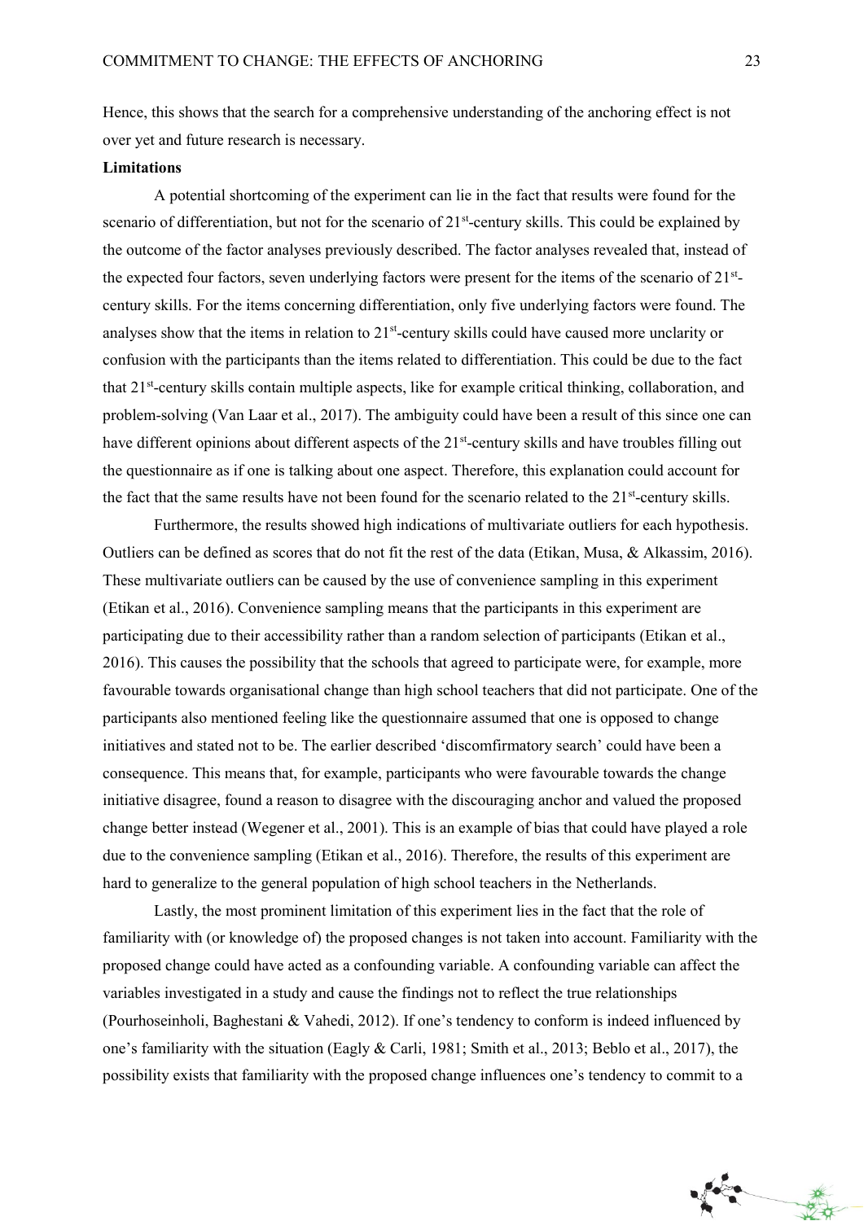Hence, this shows that the search for a comprehensive understanding of the anchoring effect is not over yet and future research is necessary.

**Limitations**

A potential shortcoming of the experiment can lie in the fact that results were found for the scenario of differentiation, but not for the scenario of 21st-century skills. This could be explained by the outcome of the factor analyses previously described. The factor analyses revealed that, instead of the expected four factors, seven underlying factors were present for the items of the scenario of 21st-century skills. For the items concerning differentiation, only five underlying factors were found. The analyses show that the items in relation to 21st-century skills could have caused more unclarity or confusion with the participants than the items related to differentiation. This could be due to the fact that 21st-century skills contain multiple aspects, like for example critical thinking, collaboration, and problem-solving (Van Laar et al., 2017). The ambiguity could have been a result of this since one can have different opinions about different aspects of the 21st-century skills and have troubles filling out the questionnaire as if one is talking about one aspect. Therefore, this explanation could account for the fact that the same results have not been found for the scenario related to the 21st-century skills.

Furthermore, the results showed high indications of multivariate outliers for each hypothesis. Outliers can be defined as scores that do not fit the rest of the data (Etikan, Musa, & Alkassim, 2016). These multivariate outliers can be caused by the use of convenience sampling in this experiment (Etikan et al., 2016). Convenience sampling means that the participants in this experiment are participating due to their accessibility rather than a random selection of participants (Etikan et al., 2016). This causes the possibility that the schools that agreed to participate were, for example, more favourable towards organisational change than high school teachers that did not participate. One of the participants also mentioned feeling like the questionnaire assumed that one is opposed to change initiatives and stated not to be. The earlier described 'discomfirmatory search' could have been a consequence. This means that, for example, participants who were favourable towards the change initiative disagree, found a reason to disagree with the discouraging anchor and valued the proposed change better instead (Wegener et al., 2001). This is an example of bias that could have played a role due to the convenience sampling (Etikan et al., 2016). Therefore, the results of this experiment are hard to generalize to the general population of high school teachers in the Netherlands.

Lastly, the most prominent limitation of this experiment lies in the fact that the role of familiarity with (or knowledge of) the proposed changes is not taken into account. Familiarity with the proposed change could have acted as a confounding variable. A confounding variable can affect the variables investigated in a study and cause the findings not to reflect the true relationships (Pourhoseinholi, Baghestani & Vahedi, 2012). If one's tendency to conform is indeed influenced by one's familiarity with the situation (Eagly & Carli, 1981; Smith et al., 2013; Beblo et al., 2017), the possibility exists that familiarity with the proposed change influences one's tendency to commit to a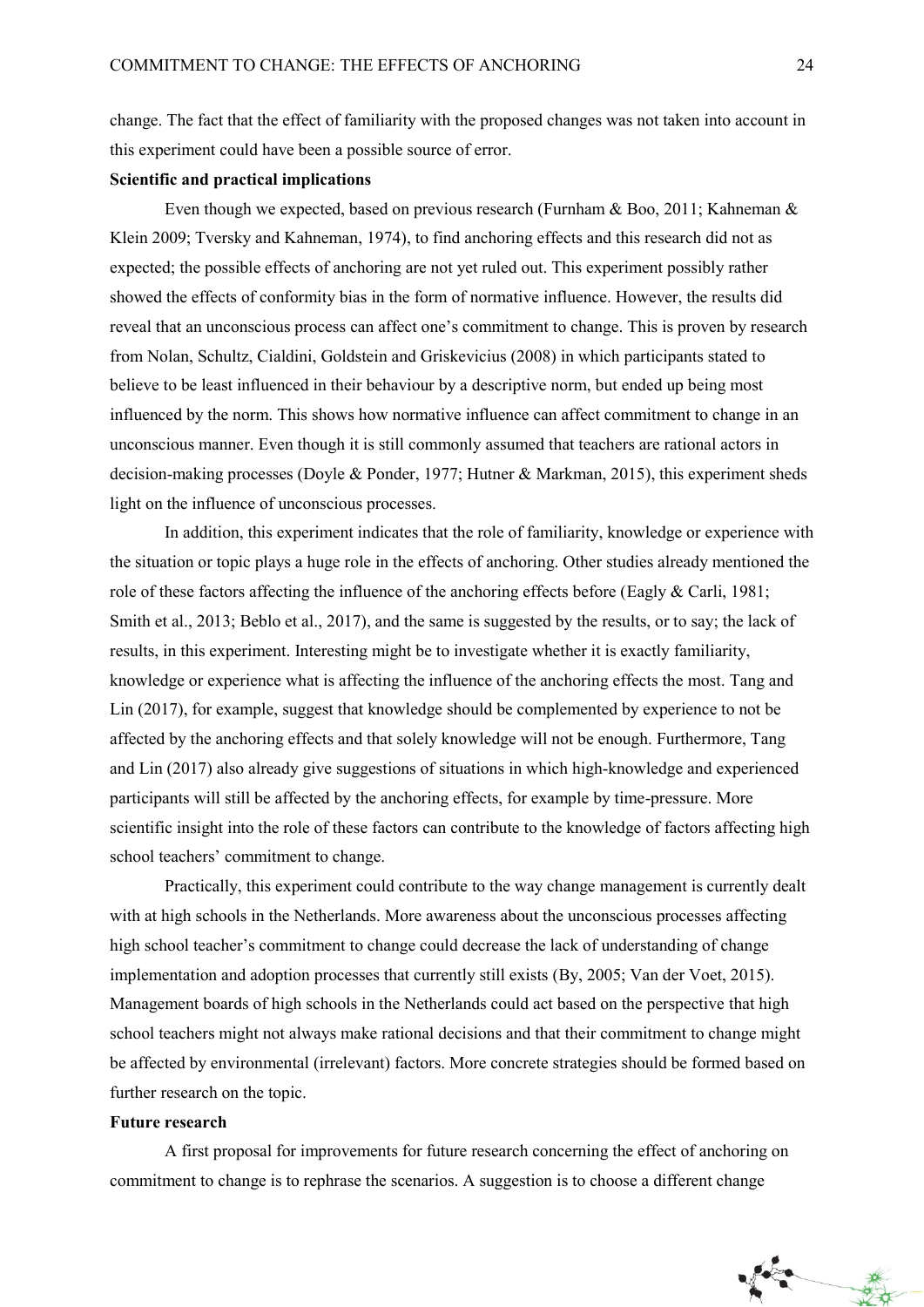change. The fact that the effect of familiarity with the proposed changes was not taken into account in this experiment could have been a possible source of error.

**Scientific and practical implications**

Even though we expected, based on previous research (Furnham & Boo, 2011; Kahneman & Klein 2009; Tversky and Kahneman, 1974), to find anchoring effects and this research did not as expected; the possible effects of anchoring are not yet ruled out. This experiment possibly rather showed the effects of conformity bias in the form of normative influence. However, the results did reveal that an unconscious process can affect one's commitment to change. This is proven by research from Nolan, Schultz, Cialdini, Goldstein and Griskevicius (2008) in which participants stated to believe to be least influenced in their behaviour by a descriptive norm, but ended up being most influenced by the norm. This shows how normative influence can affect commitment to change in an unconscious manner. Even though it is still commonly assumed that teachers are rational actors in decision-making processes (Doyle & Ponder, 1977; Hutner & Markman, 2015), this experiment sheds light on the influence of unconscious processes.

In addition, this experiment indicates that the role of familiarity, knowledge or experience with the situation or topic plays a huge role in the effects of anchoring. Other studies already mentioned the role of these factors affecting the influence of the anchoring effects before (Eagly & Carli, 1981; Smith et al., 2013; Beblo et al., 2017), and the same is suggested by the results, or to say; the lack of results, in this experiment. Interesting might be to investigate whether it is exactly familiarity, knowledge or experience what is affecting the influence of the anchoring effects the most. Tang and Lin (2017), for example, suggest that knowledge should be complemented by experience to not be affected by the anchoring effects and that solely knowledge will not be enough. Furthermore, Tang and Lin (2017) also already give suggestions of situations in which high-knowledge and experienced participants will still be affected by the anchoring effects, for example by time-pressure. More scientific insight into the role of these factors can contribute to the knowledge of factors affecting high school teachers' commitment to change.

Practically, this experiment could contribute to the way change management is currently dealt with at high schools in the Netherlands. More awareness about the unconscious processes affecting high school teacher's commitment to change could decrease the lack of understanding of change implementation and adoption processes that currently still exists (By, 2005; Van der Voet, 2015). Management boards of high schools in the Netherlands could act based on the perspective that high school teachers might not always make rational decisions and that their commitment to change might be affected by environmental (irrelevant) factors. More concrete strategies should be formed based on further research on the topic.

**Future research**

A first proposal for improvements for future research concerning the effect of anchoring on commitment to change is to rephrase the scenarios. A suggestion is to choose a different change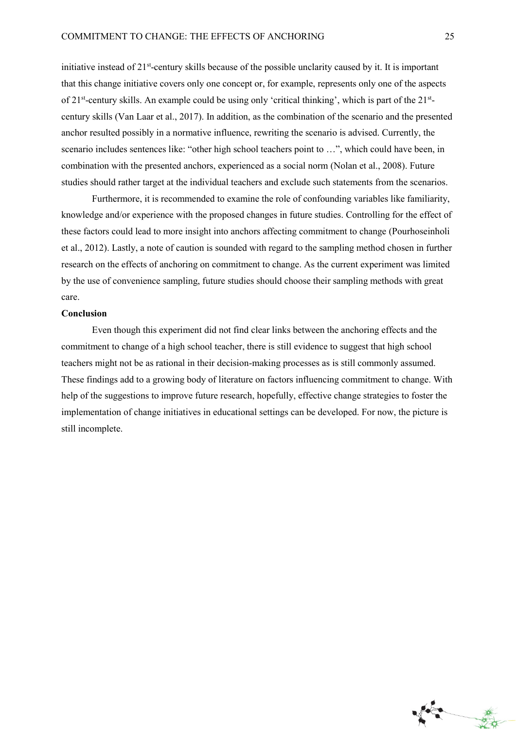initiative instead of 21st-century skills because of the possible unclarity caused by it. It is important that this change initiative covers only one concept or, for example, represents only one of the aspects of 21st-century skills. An example could be using only 'critical thinking', which is part of the 21st-century skills (Van Laar et al., 2017). In addition, as the combination of the scenario and the presented anchor resulted possibly in a normative influence, rewriting the scenario is advised. Currently, the scenario includes sentences like: "other high school teachers point to …", which could have been, in combination with the presented anchors, experienced as a social norm (Nolan et al., 2008). Future studies should rather target at the individual teachers and exclude such statements from the scenarios.

Furthermore, it is recommended to examine the role of confounding variables like familiarity, knowledge and/or experience with the proposed changes in future studies. Controlling for the effect of these factors could lead to more insight into anchors affecting commitment to change (Pourhoseinholi et al., 2012). Lastly, a note of caution is sounded with regard to the sampling method chosen in further research on the effects of anchoring on commitment to change. As the current experiment was limited by the use of convenience sampling, future studies should choose their sampling methods with great care.

**Conclusion**

Even though this experiment did not find clear links between the anchoring effects and the commitment to change of a high school teacher, there is still evidence to suggest that high school teachers might not be as rational in their decision-making processes as is still commonly assumed. These findings add to a growing body of literature on factors influencing commitment to change. With help of the suggestions to improve future research, hopefully, effective change strategies to foster the implementation of change initiatives in educational settings can be developed. For now, the picture is still incomplete.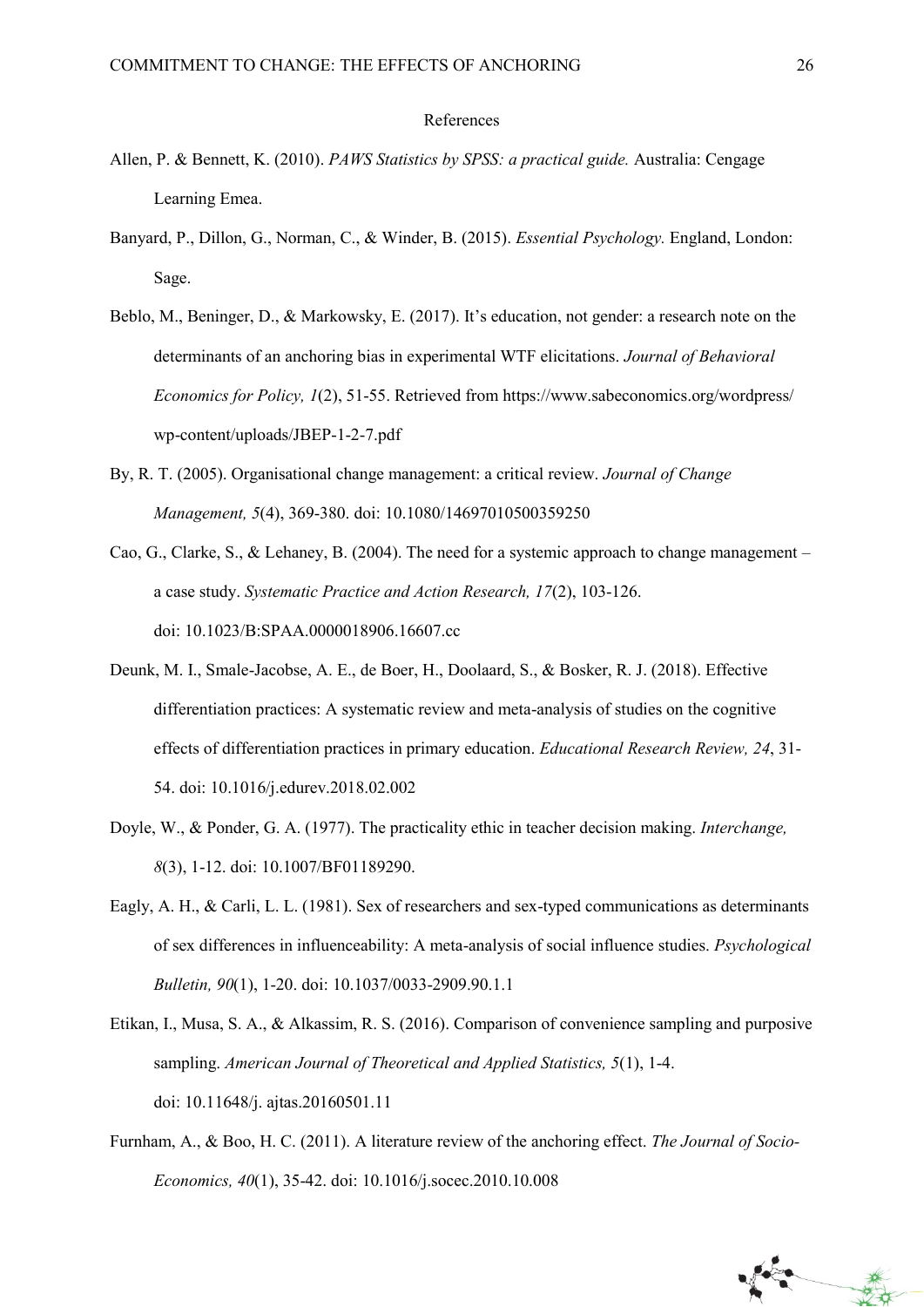# References

Allen, P. & Bennett, K. (2010). *PAWS Statistics by SPSS: a practical guide.* Australia: Cengage Learning Emea.

Banyard, P., Dillon, G., Norman, C., & Winder, B. (2015). *Essential Psychology.* England, London: Sage.

Beblo, M., Beninger, D., & Markowsky, E. (2017). It's education, not gender: a research note on the determinants of an anchoring bias in experimental WTF elicitations. *Journal of Behavioral Economics for Policy, 1*(2), 51-55. Retrieved from https://www.sabeconomics.org/wordpress/wp-content/uploads/JBEP-1-2-7.pdf

By, R. T. (2005). Organisational change management: a critical review. *Journal of Change Management, 5*(4), 369-380. doi: 10.1080/14697010500359250

Cao, G., Clarke, S., & Lehaney, B. (2004). The need for a systemic approach to change management – a case study. *Systematic Practice and Action Research, 17*(2), 103-126. doi: 10.1023/B:SPAA.0000018906.16607.cc

Deunk, M. I., Smale-Jacobse, A. E., de Boer, H., Doolaard, S., & Bosker, R. J. (2018). Effective differentiation practices: A systematic review and meta-analysis of studies on the cognitive effects of differentiation practices in primary education. *Educational Research Review, 24*, 31-54. doi: 10.1016/j.edurev.2018.02.002

Doyle, W., & Ponder, G. A. (1977). The practicality ethic in teacher decision making. *Interchange, 8*(3), 1-12. doi: 10.1007/BF01189290.

Eagly, A. H., & Carli, L. L. (1981). Sex of researchers and sex-typed communications as determinants of sex differences in influenceability: A meta-analysis of social influence studies. *Psychological Bulletin, 90*(1), 1-20. doi: 10.1037/0033-2909.90.1.1

Etikan, I., Musa, S. A., & Alkassim, R. S. (2016). Comparison of convenience sampling and purposive sampling. *American Journal of Theoretical and Applied Statistics, 5*(1), 1-4. doi: 10.11648/j. ajtas.20160501.11

Furnham, A., & Boo, H. C. (2011). A literature review of the anchoring effect. *The Journal of Socio-Economics, 40*(1), 35-42. doi: 10.1016/j.socec.2010.10.008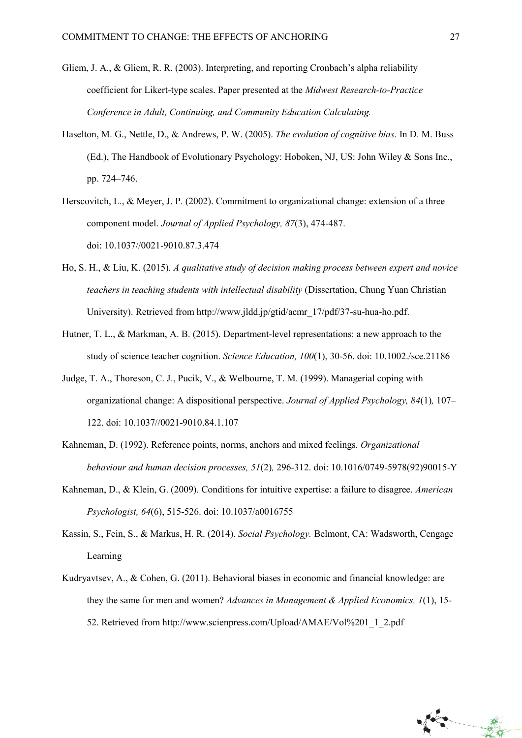Gliem, J. A., & Gliem, R. R. (2003). Interpreting, and reporting Cronbach's alpha reliability coefficient for Likert-type scales. Paper presented at the *Midwest Research-to-Practice Conference in Adult, Continuing, and Community Education Calculating.*

Haselton, M. G., Nettle, D., & Andrews, P. W. (2005). *The evolution of cognitive bias*. In D. M. Buss (Ed.), The Handbook of Evolutionary Psychology: Hoboken, NJ, US: John Wiley & Sons Inc., pp. 724–746.

Herscovitch, L., & Meyer, J. P. (2002). Commitment to organizational change: extension of a three component model. *Journal of Applied Psychology, 87*(3), 474-487. doi: 10.1037//0021-9010.87.3.474

Ho, S. H., & Liu, K. (2015). *A qualitative study of decision making process between expert and novice teachers in teaching students with intellectual disability* (Dissertation, Chung Yuan Christian University). Retrieved from http://www.jldd.jp/gtid/acmr_17/pdf/37-su-hua-ho.pdf.

Hutner, T. L., & Markman, A. B. (2015). Department-level representations: a new approach to the study of science teacher cognition. *Science Education, 100*(1), 30-56. doi: 10.1002./sce.21186

Judge, T. A., Thoreson, C. J., Pucik, V., & Welbourne, T. M. (1999). Managerial coping with organizational change: A dispositional perspective. *Journal of Applied Psychology, 84*(1)*,* 107–122. doi: 10.1037//0021-9010.84.1.107

Kahneman, D. (1992). Reference points, norms, anchors and mixed feelings. *Organizational behaviour and human decision processes, 51*(2)*,* 296-312. doi: 10.1016/0749-5978(92)90015-Y

Kahneman, D., & Klein, G. (2009). Conditions for intuitive expertise: a failure to disagree. *American Psychologist, 64*(6), 515-526. doi: 10.1037/a0016755

Kassin, S., Fein, S., & Markus, H. R. (2014). *Social Psychology.* Belmont, CA: Wadsworth, Cengage Learning

Kudryavtsev, A., & Cohen, G. (2011). Behavioral biases in economic and financial knowledge: are they the same for men and women? *Advances in Management & Applied Economics, 1*(1), 15-52. Retrieved from http://www.scienpress.com/Upload/AMAE/Vol%201_1_2.pdf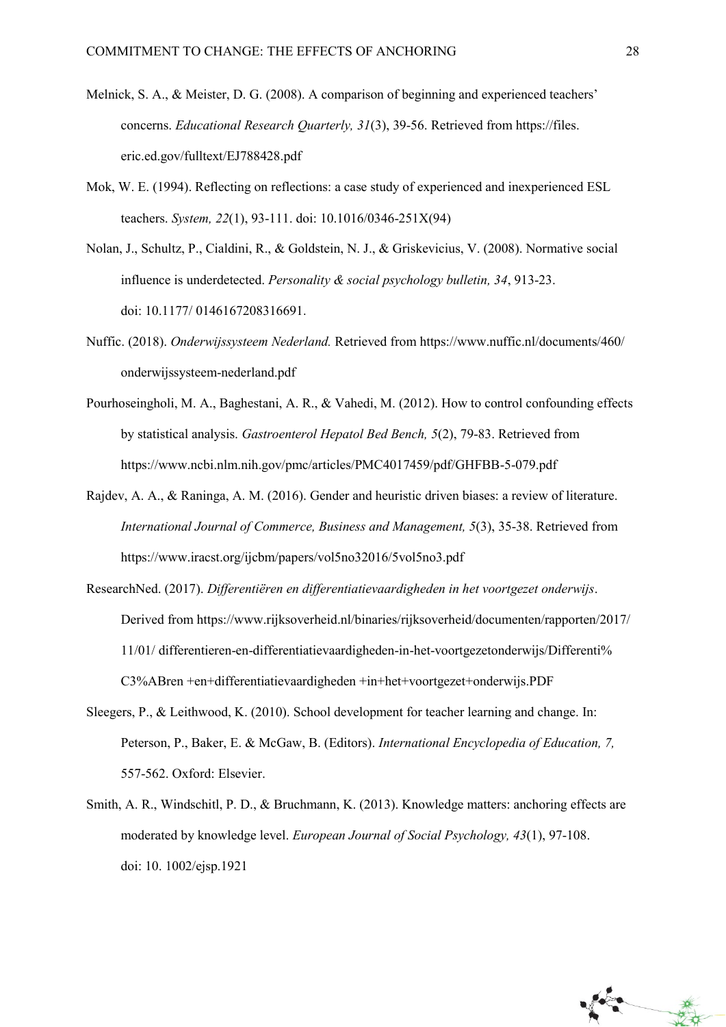Melnick, S. A., & Meister, D. G. (2008). A comparison of beginning and experienced teachers' concerns. *Educational Research Quarterly, 31*(3), 39-56. Retrieved from https://files. eric.ed.gov/fulltext/EJ788428.pdf

Mok, W. E. (1994). Reflecting on reflections: a case study of experienced and inexperienced ESL teachers. *System, 22*(1), 93-111. doi: 10.1016/0346-251X(94)

Nolan, J., Schultz, P., Cialdini, R., & Goldstein, N. J., & Griskevicius, V. (2008). Normative social influence is underdetected. *Personality & social psychology bulletin, 34*, 913-23. doi: 10.1177/ 0146167208316691.

Nuffic. (2018). *Onderwijssysteem Nederland.* Retrieved from https://www.nuffic.nl/documents/460/ onderwijssysteem-nederland.pdf

Pourhoseingholi, M. A., Baghestani, A. R., & Vahedi, M. (2012). How to control confounding effects by statistical analysis. *Gastroenterol Hepatol Bed Bench, 5*(2), 79-83. Retrieved from https://www.ncbi.nlm.nih.gov/pmc/articles/PMC4017459/pdf/GHFBB-5-079.pdf

Rajdev, A. A., & Raninga, A. M. (2016). Gender and heuristic driven biases: a review of literature. *International Journal of Commerce, Business and Management, 5*(3), 35-38. Retrieved from https://www.iracst.org/ijcbm/papers/vol5no32016/5vol5no3.pdf

ResearchNed. (2017). *Differentiëren en differentiatievaardigheden in het voortgezet onderwijs*. Derived from https://www.rijksoverheid.nl/binaries/rijksoverheid/documenten/rapporten/2017/ 11/01/ differentieren-en-differentiatievaardigheden-in-het-voortgezetonderwijs/Differenti% C3%ABren +en+differentiatievaardigheden +in+het+voortgezet+onderwijs.PDF

Sleegers, P., & Leithwood, K. (2010). School development for teacher learning and change. In: Peterson, P., Baker, E. & McGaw, B. (Editors). *International Encyclopedia of Education, 7,* 557-562. Oxford: Elsevier.

Smith, A. R., Windschitl, P. D., & Bruchmann, K. (2013). Knowledge matters: anchoring effects are moderated by knowledge level. *European Journal of Social Psychology, 43*(1), 97-108. doi: 10. 1002/ejsp.1921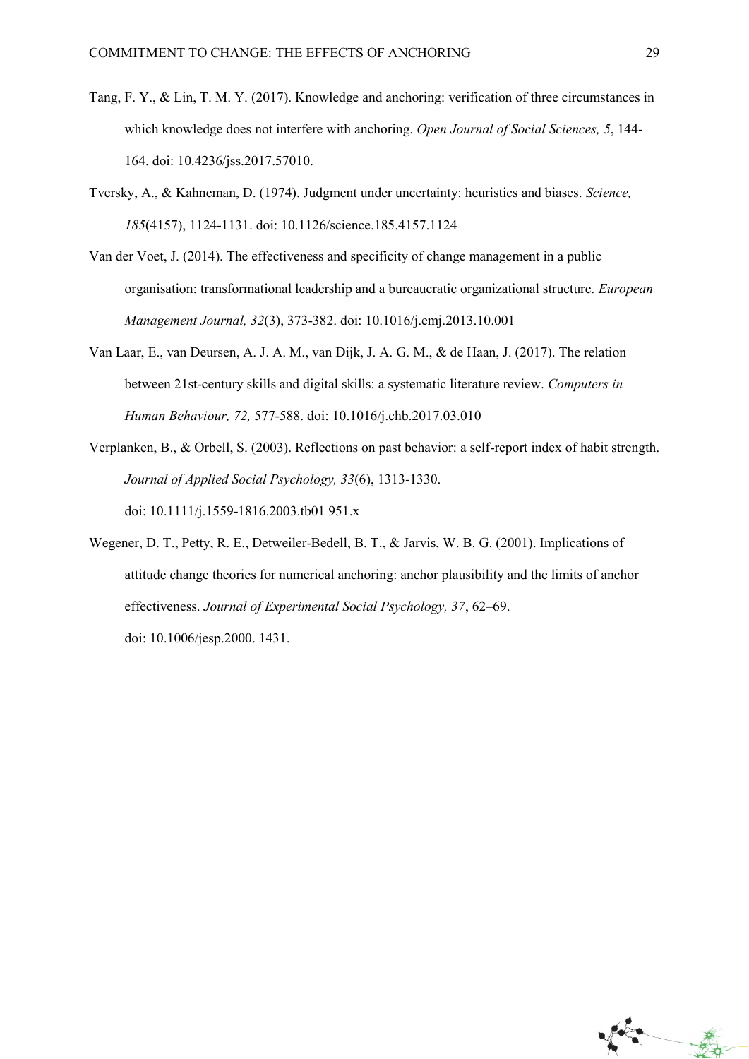Tang, F. Y., & Lin, T. M. Y. (2017). Knowledge and anchoring: verification of three circumstances in which knowledge does not interfere with anchoring. *Open Journal of Social Sciences, 5*, 144-164. doi: 10.4236/jss.2017.57010.

Tversky, A., & Kahneman, D. (1974). Judgment under uncertainty: heuristics and biases. *Science, 185*(4157), 1124-1131. doi: 10.1126/science.185.4157.1124

Van der Voet, J. (2014). The effectiveness and specificity of change management in a public organisation: transformational leadership and a bureaucratic organizational structure. *European Management Journal, 32*(3), 373-382. doi: 10.1016/j.emj.2013.10.001

Van Laar, E., van Deursen, A. J. A. M., van Dijk, J. A. G. M., & de Haan, J. (2017). The relation between 21st-century skills and digital skills: a systematic literature review. *Computers in Human Behaviour, 72,* 577-588. doi: 10.1016/j.chb.2017.03.010

Verplanken, B., & Orbell, S. (2003). Reflections on past behavior: a self-report index of habit strength. *Journal of Applied Social Psychology, 33*(6), 1313-1330. doi: 10.1111/j.1559-1816.2003.tb01 951.x

Wegener, D. T., Petty, R. E., Detweiler-Bedell, B. T., & Jarvis, W. B. G. (2001). Implications of attitude change theories for numerical anchoring: anchor plausibility and the limits of anchor effectiveness. *Journal of Experimental Social Psychology, 37*, 62–69. doi: 10.1006/jesp.2000. 1431.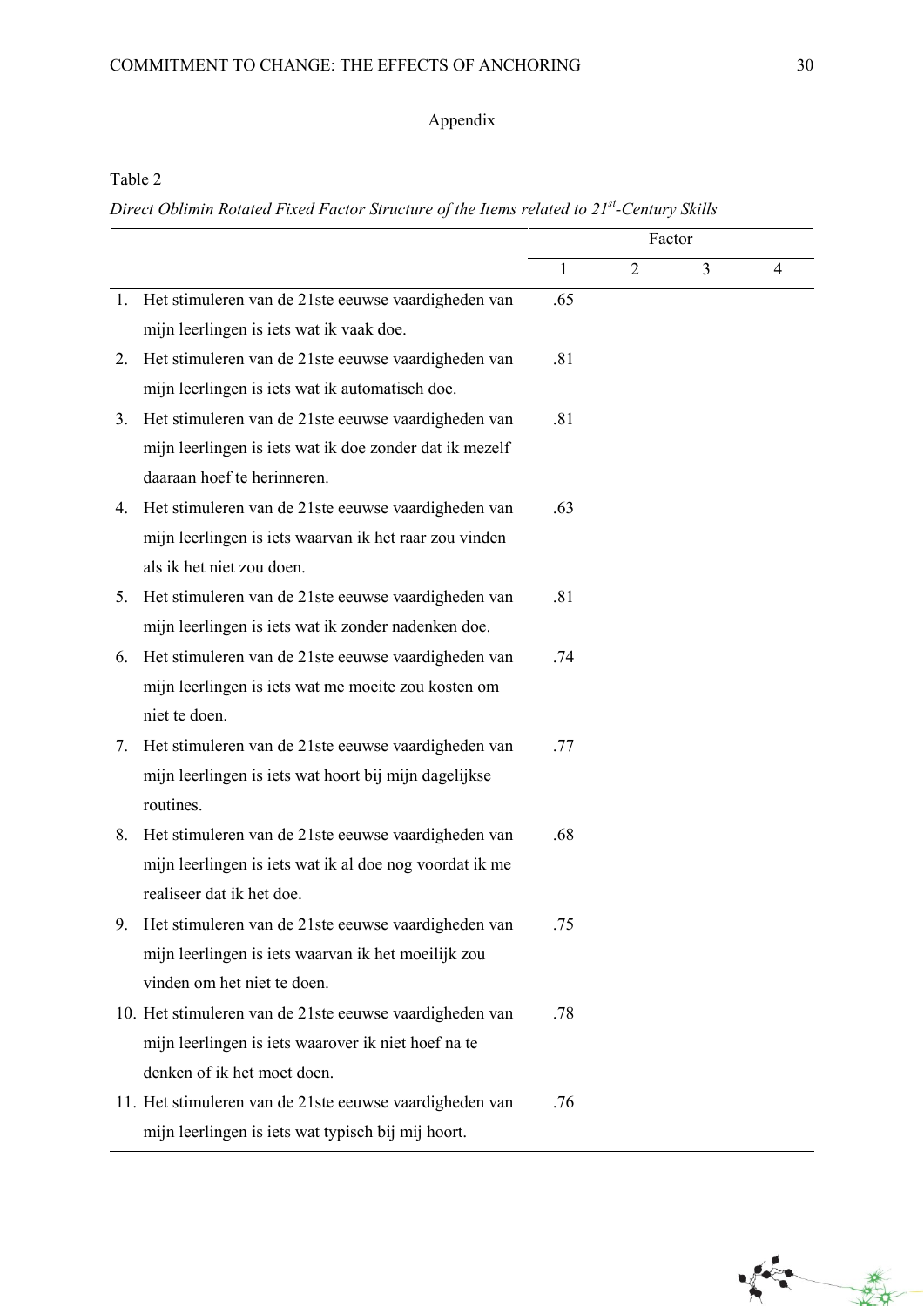Appendix

Table 2

*Direct Oblimin Rotated Fixed Factor Structure of the Items related to 21$^{st}$-Century Skills*

| | Factor | | | |
|---|---|---|---|---|
| | 1 | 2 | 3 | 4 |
| 1. Het stimuleren van de 21ste eeuwse vaardigheden van mijn leerlingen is iets wat ik vaak doe. | .65 | | | |
| 2. Het stimuleren van de 21ste eeuwse vaardigheden van mijn leerlingen is iets wat ik automatisch doe. | .81 | | | |
| 3. Het stimuleren van de 21ste eeuwse vaardigheden van mijn leerlingen is iets wat ik doe zonder dat ik mezelf daaraan hoef te herinneren. | .81 | | | |
| 4. Het stimuleren van de 21ste eeuwse vaardigheden van mijn leerlingen is iets waarvan ik het raar zou vinden als ik het niet zou doen. | .63 | | | |
| 5. Het stimuleren van de 21ste eeuwse vaardigheden van mijn leerlingen is iets wat ik zonder nadenken doe. | .81 | | | |
| 6. Het stimuleren van de 21ste eeuwse vaardigheden van mijn leerlingen is iets wat me moeite zou kosten om niet te doen. | .74 | | | |
| 7. Het stimuleren van de 21ste eeuwse vaardigheden van mijn leerlingen is iets wat hoort bij mijn dagelijkse routines. | .77 | | | |
| 8. Het stimuleren van de 21ste eeuwse vaardigheden van mijn leerlingen is iets wat ik al doe nog voordat ik me realiseer dat ik het doe. | .68 | | | |
| 9. Het stimuleren van de 21ste eeuwse vaardigheden van mijn leerlingen is iets waarvan ik het moeilijk zou vinden om het niet te doen. | .75 | | | |
| 10. Het stimuleren van de 21ste eeuwse vaardigheden van mijn leerlingen is iets waarover ik niet hoef na te denken of ik het moet doen. | .78 | | | |
| 11. Het stimuleren van de 21ste eeuwse vaardigheden van mijn leerlingen is iets wat typisch bij mij hoort. | .76 | | | |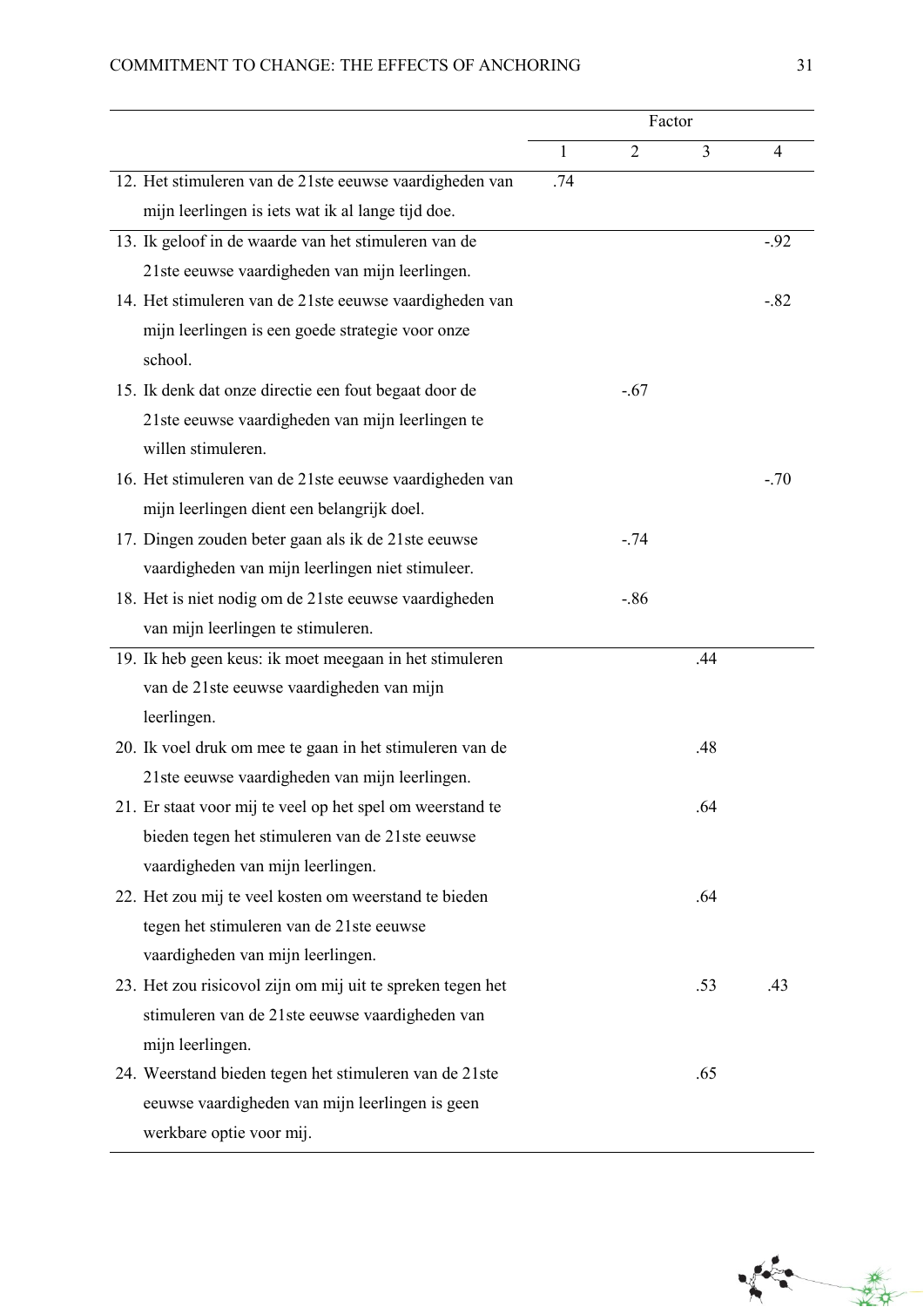| | Factor | | | |
|---|---|---|---|---|
| | 1 | 2 | 3 | 4 |
| 12. Het stimuleren van de 21ste eeuwse vaardigheden van mijn leerlingen is iets wat ik al lange tijd doe. | .74 | | | |
| 13. Ik geloof in de waarde van het stimuleren van de 21ste eeuwse vaardigheden van mijn leerlingen. | | | | -.92 |
| 14. Het stimuleren van de 21ste eeuwse vaardigheden van mijn leerlingen is een goede strategie voor onze school. | | | | -.82 |
| 15. Ik denk dat onze directie een fout begaat door de 21ste eeuwse vaardigheden van mijn leerlingen te willen stimuleren. | | -.67 | | |
| 16. Het stimuleren van de 21ste eeuwse vaardigheden van mijn leerlingen dient een belangrijk doel. | | | | -.70 |
| 17. Dingen zouden beter gaan als ik de 21ste eeuwse vaardigheden van mijn leerlingen niet stimuleer. | | -.74 | | |
| 18. Het is niet nodig om de 21ste eeuwse vaardigheden van mijn leerlingen te stimuleren. | | -.86 | | |
| 19. Ik heb geen keus: ik moet meegaan in het stimuleren van de 21ste eeuwse vaardigheden van mijn leerlingen. | | | .44 | |
| 20. Ik voel druk om mee te gaan in het stimuleren van de 21ste eeuwse vaardigheden van mijn leerlingen. | | | .48 | |
| 21. Er staat voor mij te veel op het spel om weerstand te bieden tegen het stimuleren van de 21ste eeuwse vaardigheden van mijn leerlingen. | | | .64 | |
| 22. Het zou mij te veel kosten om weerstand te bieden tegen het stimuleren van de 21ste eeuwse vaardigheden van mijn leerlingen. | | | .64 | |
| 23. Het zou risicovol zijn om mij uit te spreken tegen het stimuleren van de 21ste eeuwse vaardigheden van mijn leerlingen. | | | .53 | .43 |
| 24. Weerstand bieden tegen het stimuleren van de 21ste eeuwse vaardigheden van mijn leerlingen is geen werkbare optie voor mij. | | | .65 | |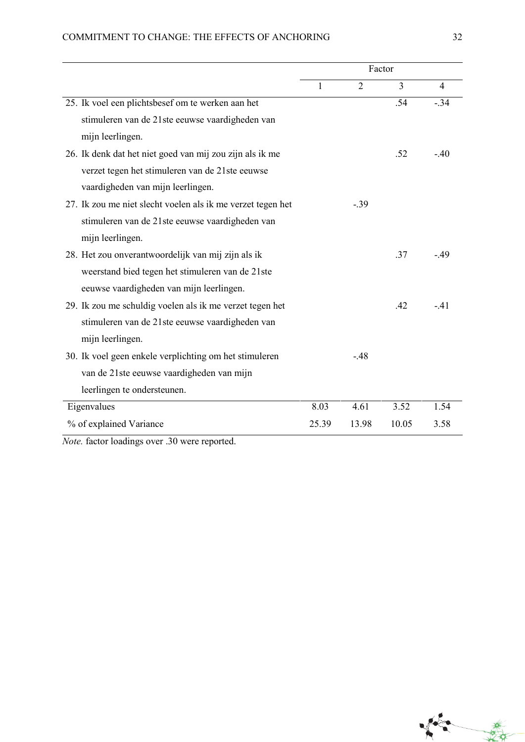| | Factor | | | |
|---|---|---|---|---|
| | 1 | 2 | 3 | 4 |
| 25. Ik voel een plichtsbesef om te werken aan het stimuleren van de 21ste eeuwse vaardigheden van mijn leerlingen. | | | .54 | -.34 |
| 26. Ik denk dat het niet goed van mij zou zijn als ik me verzet tegen het stimuleren van de 21ste eeuwse vaardigheden van mijn leerlingen. | | | .52 | -.40 |
| 27. Ik zou me niet slecht voelen als ik me verzet tegen het stimuleren van de 21ste eeuwse vaardigheden van mijn leerlingen. | | -.39 | | |
| 28. Het zou onverantwoordelijk van mij zijn als ik weerstand bied tegen het stimuleren van de 21ste eeuwse vaardigheden van mijn leerlingen. | | | .37 | -.49 |
| 29. Ik zou me schuldig voelen als ik me verzet tegen het stimuleren van de 21ste eeuwse vaardigheden van mijn leerlingen. | | | .42 | -.41 |
| 30. Ik voel geen enkele verplichting om het stimuleren van de 21ste eeuwse vaardigheden van mijn leerlingen te ondersteunen. | | -.48 | | |
| Eigenvalues | 8.03 | 4.61 | 3.52 | 1.54 |
| % of explained Variance | 25.39 | 13.98 | 10.05 | 3.58 |

*Note.* factor loadings over .30 were reported.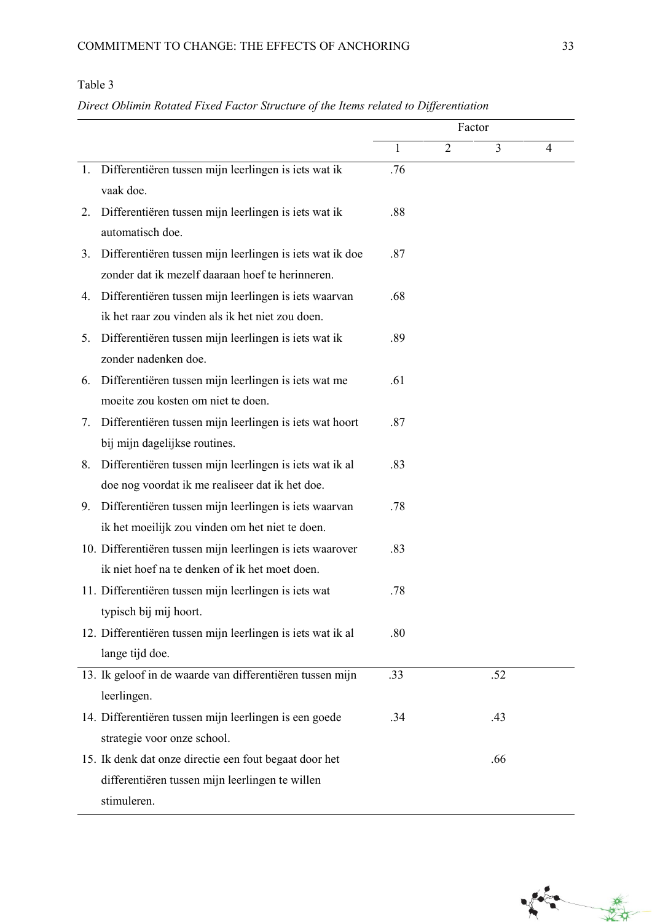Table 3

*Direct Oblimin Rotated Fixed Factor Structure of the Items related to Differentiation*

| | Factor | | | |
|---|---|---|---|---|
| | 1 | 2 | 3 | 4 |
| 1. Differentiëren tussen mijn leerlingen is iets wat ik vaak doe. | .76 | | | |
| 2. Differentiëren tussen mijn leerlingen is iets wat ik automatisch doe. | .88 | | | |
| 3. Differentiëren tussen mijn leerlingen is iets wat ik doe zonder dat ik mezelf daaraan hoef te herinneren. | .87 | | | |
| 4. Differentiëren tussen mijn leerlingen is iets waarvan ik het raar zou vinden als ik het niet zou doen. | .68 | | | |
| 5. Differentiëren tussen mijn leerlingen is iets wat ik zonder nadenken doe. | .89 | | | |
| 6. Differentiëren tussen mijn leerlingen is iets wat me moeite zou kosten om niet te doen. | .61 | | | |
| 7. Differentiëren tussen mijn leerlingen is iets wat hoort bij mijn dagelijkse routines. | .87 | | | |
| 8. Differentiëren tussen mijn leerlingen is iets wat ik al doe nog voordat ik me realiseer dat ik het doe. | .83 | | | |
| 9. Differentiëren tussen mijn leerlingen is iets waarvan ik het moeilijk zou vinden om het niet te doen. | .78 | | | |
| 10. Differentiëren tussen mijn leerlingen is iets waarover ik niet hoef na te denken of ik het moet doen. | .83 | | | |
| 11. Differentiëren tussen mijn leerlingen is iets wat typisch bij mij hoort. | .78 | | | |
| 12. Differentiëren tussen mijn leerlingen is iets wat ik al lange tijd doe. | .80 | | | |
| 13. Ik geloof in de waarde van differentiëren tussen mijn leerlingen. | .33 | | .52 | |
| 14. Differentiëren tussen mijn leerlingen is een goede strategie voor onze school. | .34 | | .43 | |
| 15. Ik denk dat onze directie een fout begaat door het differentiëren tussen mijn leerlingen te willen stimuleren. | | | .66 | |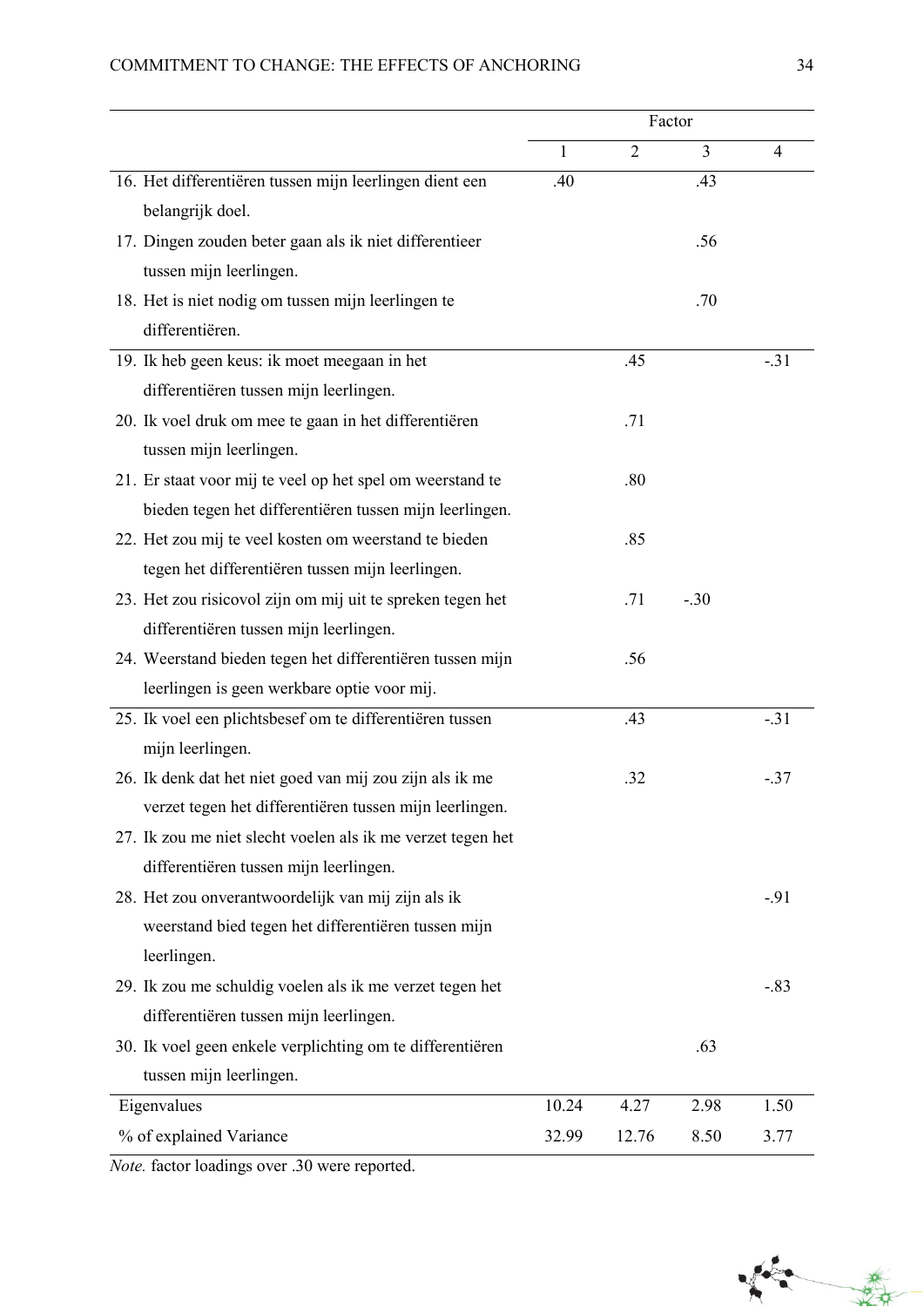| | Factor | | | |
|---|---|---|---|---|
| | 1 | 2 | 3 | 4 |
| 16. Het differentiëren tussen mijn leerlingen dient een belangrijk doel. | .40 | | .43 | |
| 17. Dingen zouden beter gaan als ik niet differentieer tussen mijn leerlingen. | | | .56 | |
| 18. Het is niet nodig om tussen mijn leerlingen te differentiëren. | | | .70 | |
| 19. Ik heb geen keus: ik moet meegaan in het differentiëren tussen mijn leerlingen. | | .45 | | -.31 |
| 20. Ik voel druk om mee te gaan in het differentiëren tussen mijn leerlingen. | | .71 | | |
| 21. Er staat voor mij te veel op het spel om weerstand te bieden tegen het differentiëren tussen mijn leerlingen. | | .80 | | |
| 22. Het zou mij te veel kosten om weerstand te bieden tegen het differentiëren tussen mijn leerlingen. | | .85 | | |
| 23. Het zou risicovol zijn om mij uit te spreken tegen het differentiëren tussen mijn leerlingen. | | .71 | -.30 | |
| 24. Weerstand bieden tegen het differentiëren tussen mijn leerlingen is geen werkbare optie voor mij. | | .56 | | |
| 25. Ik voel een plichtsbesef om te differentiëren tussen mijn leerlingen. | | .43 | | -.31 |
| 26. Ik denk dat het niet goed van mij zou zijn als ik me verzet tegen het differentiëren tussen mijn leerlingen. | | .32 | | -.37 |
| 27. Ik zou me niet slecht voelen als ik me verzet tegen het differentiëren tussen mijn leerlingen. | | | | |
| 28. Het zou onverantwoordelijk van mij zijn als ik weerstand bied tegen het differentiëren tussen mijn leerlingen. | | | | -.91 |
| 29. Ik zou me schuldig voelen als ik me verzet tegen het differentiëren tussen mijn leerlingen. | | | | -.83 |
| 30. Ik voel geen enkele verplichting om te differentiëren tussen mijn leerlingen. | | | .63 | |
| Eigenvalues | 10.24 | 4.27 | 2.98 | 1.50 |
| % of explained Variance | 32.99 | 12.76 | 8.50 | 3.77 |

*Note.* factor loadings over .30 were reported.